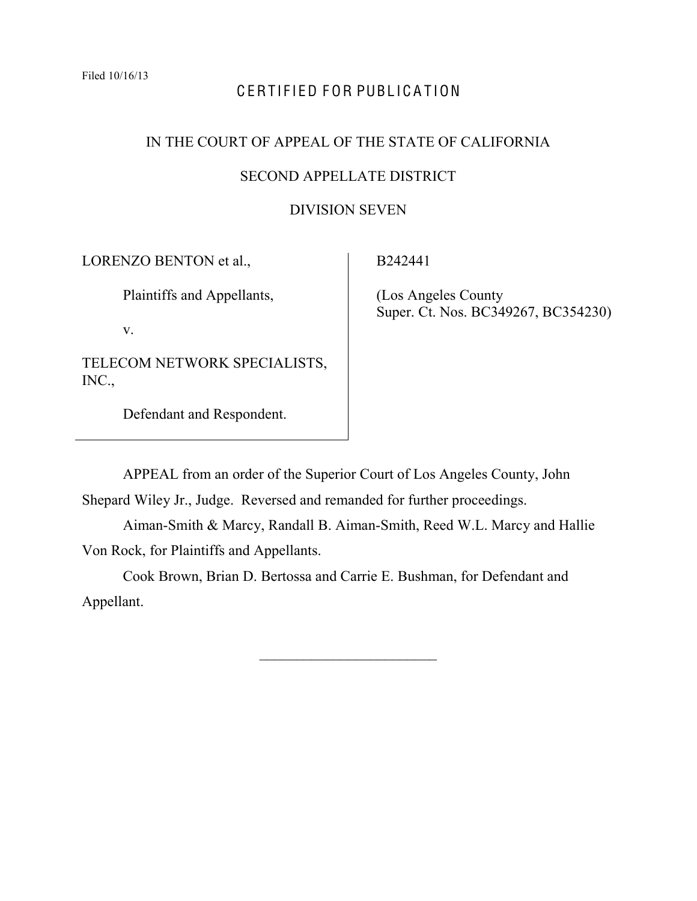Filed 10/16/13

# CERTIFIED FOR PUBLICATION

## IN THE COURT OF APPEAL OF THE STATE OF CALIFORNIA

## SECOND APPELLATE DISTRICT

## DIVISION SEVEN

| | |
|---|---|
| LORENZO BENTON et al.,<br><br>Plaintiffs and Appellants,<br><br>v.<br><br>TELECOM NETWORK SPECIALISTS, INC.,<br><br>Defendant and Respondent. | B242441<br><br>(Los Angeles County Super. Ct. Nos. BC349267, BC354230) |

APPEAL from an order of the Superior Court of Los Angeles County, John Shepard Wiley Jr., Judge. Reversed and remanded for further proceedings.

Aiman-Smith & Marcy, Randall B. Aiman-Smith, Reed W.L. Marcy and Hallie Von Rock, for Plaintiffs and Appellants.

Cook Brown, Brian D. Bertossa and Carrie E. Bushman, for Defendant and Appellant.

\_\_\_\_\_\_\_\_\_\_\_\_\_\_\_\_\_\_\_\_\_\_\_\_\_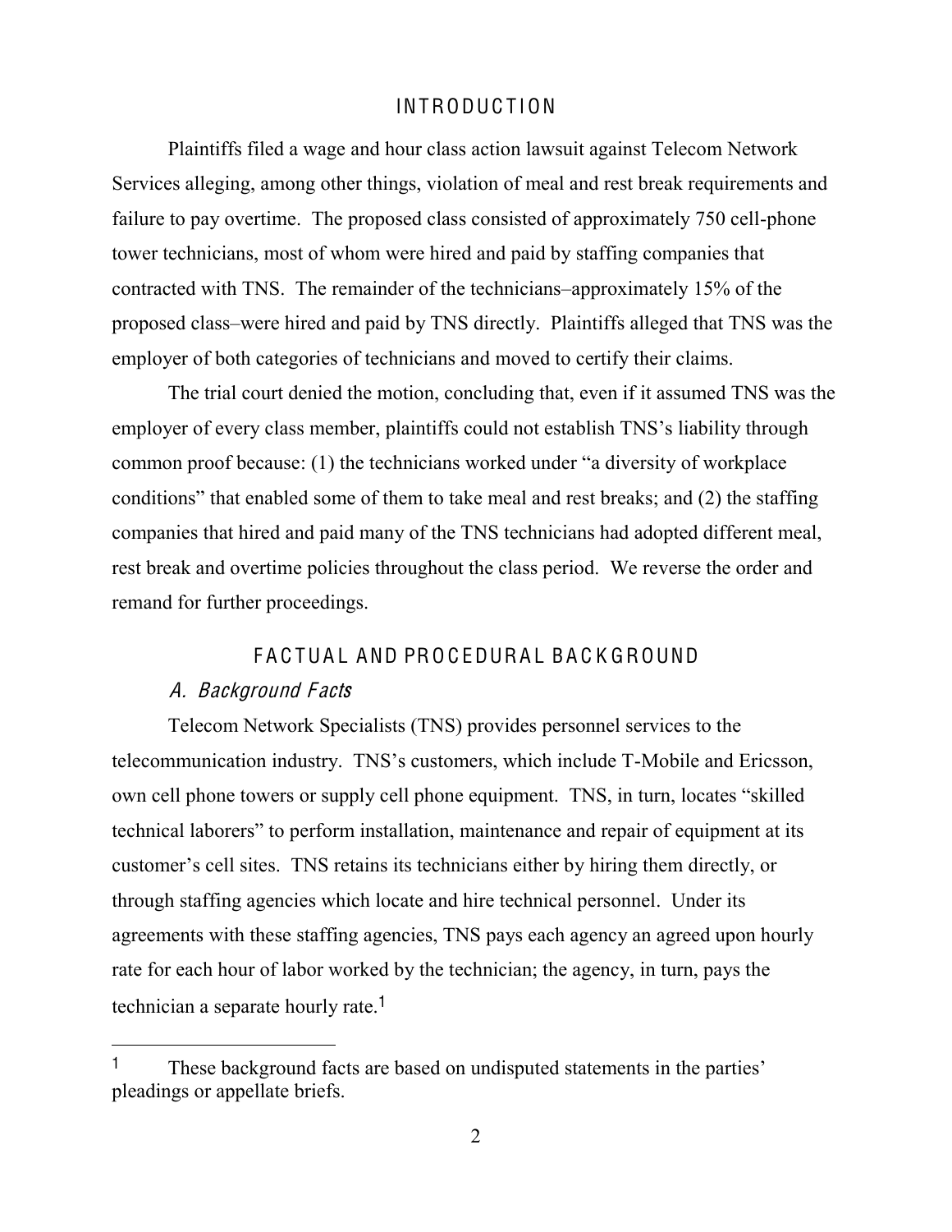## INTRODUCTION

Plaintiffs filed a wage and hour class action lawsuit against Telecom Network Services alleging, among other things, violation of meal and rest break requirements and failure to pay overtime. The proposed class consisted of approximately 750 cell-phone tower technicians, most of whom were hired and paid by staffing companies that contracted with TNS. The remainder of the technicians–approximately 15% of the proposed class–were hired and paid by TNS directly. Plaintiffs alleged that TNS was the employer of both categories of technicians and moved to certify their claims.

The trial court denied the motion, concluding that, even if it assumed TNS was the employer of every class member, plaintiffs could not establish TNS's liability through common proof because: (1) the technicians worked under "a diversity of workplace conditions" that enabled some of them to take meal and rest breaks; and (2) the staffing companies that hired and paid many of the TNS technicians had adopted different meal, rest break and overtime policies throughout the class period. We reverse the order and remand for further proceedings.

## FACTUAL AND PROCEDURAL BACKGROUND

### *A. Background Facts*

Telecom Network Specialists (TNS) provides personnel services to the telecommunication industry. TNS's customers, which include T-Mobile and Ericsson, own cell phone towers or supply cell phone equipment. TNS, in turn, locates "skilled technical laborers" to perform installation, maintenance and repair of equipment at its customer's cell sites. TNS retains its technicians either by hiring them directly, or through staffing agencies which locate and hire technical personnel. Under its agreements with these staffing agencies, TNS pays each agency an agreed upon hourly rate for each hour of labor worked by the technician; the agency, in turn, pays the technician a separate hourly rate.[1]

---

[1] These background facts are based on undisputed statements in the parties' pleadings or appellate briefs.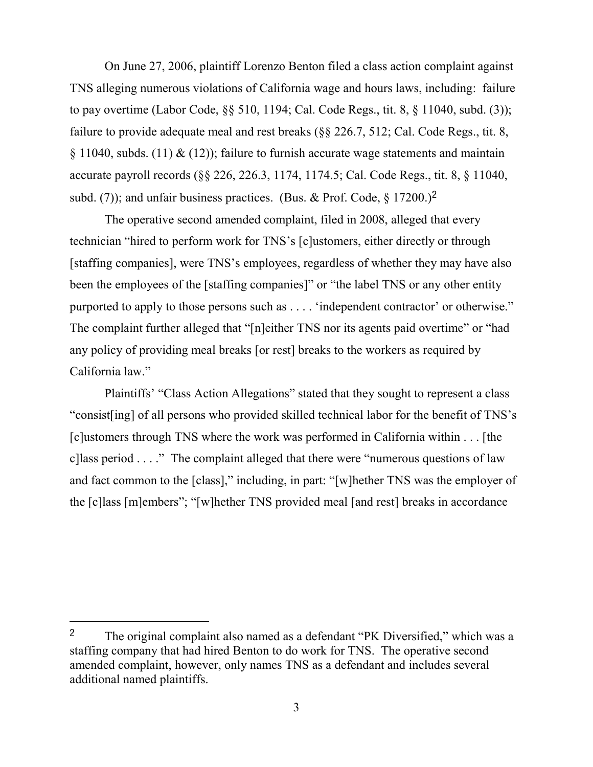On June 27, 2006, plaintiff Lorenzo Benton filed a class action complaint against TNS alleging numerous violations of California wage and hours laws, including: failure to pay overtime (Labor Code, §§ 510, 1194; Cal. Code Regs., tit. 8, § 11040, subd. (3)); failure to provide adequate meal and rest breaks (§§ 226.7, 512; Cal. Code Regs., tit. 8, § 11040, subds. (11) & (12)); failure to furnish accurate wage statements and maintain accurate payroll records (§§ 226, 226.3, 1174, 1174.5; Cal. Code Regs., tit. 8, § 11040, subd. (7)); and unfair business practices. (Bus. & Prof. Code, § 17200.)[2]

The operative second amended complaint, filed in 2008, alleged that every technician "hired to perform work for TNS's [c]ustomers, either directly or through [staffing companies], were TNS's employees, regardless of whether they may have also been the employees of the [staffing companies]" or "the label TNS or any other entity purported to apply to those persons such as . . . . 'independent contractor' or otherwise." The complaint further alleged that "[n]either TNS nor its agents paid overtime" or "had any policy of providing meal breaks [or rest] breaks to the workers as required by California law."

Plaintiffs' "Class Action Allegations" stated that they sought to represent a class "consist[ing] of all persons who provided skilled technical labor for the benefit of TNS's [c]ustomers through TNS where the work was performed in California within . . . [the c]lass period . . . ." The complaint alleged that there were "numerous questions of law and fact common to the [class]," including, in part: "[w]hether TNS was the employer of the [c]lass [m]embers"; "[w]hether TNS provided meal [and rest] breaks in accordance

---

[2] The original complaint also named as a defendant "PK Diversified," which was a staffing company that had hired Benton to do work for TNS. The operative second amended complaint, however, only names TNS as a defendant and includes several additional named plaintiffs.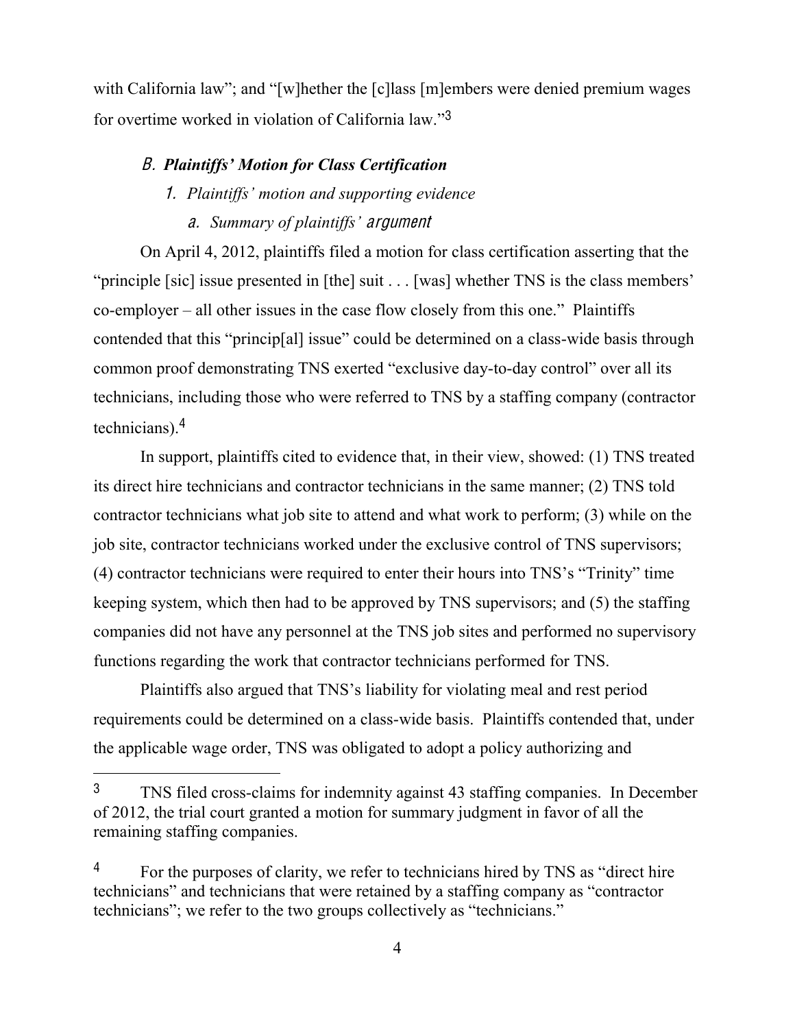with California law"; and "[w]hether the [c]lass [m]embers were denied premium wages for overtime worked in violation of California law."[3]

### B. *Plaintiffs' Motion for Class Certification*

#### 1. *Plaintiffs' motion and supporting evidence*

##### a. *Summary of plaintiffs' argument*

On April 4, 2012, plaintiffs filed a motion for class certification asserting that the "principle [sic] issue presented in [the] suit . . . [was] whether TNS is the class members' co-employer – all other issues in the case flow closely from this one." Plaintiffs contended that this "princip[al] issue" could be determined on a class-wide basis through common proof demonstrating TNS exerted "exclusive day-to-day control" over all its technicians, including those who were referred to TNS by a staffing company (contractor technicians).[4]

In support, plaintiffs cited to evidence that, in their view, showed: (1) TNS treated its direct hire technicians and contractor technicians in the same manner; (2) TNS told contractor technicians what job site to attend and what work to perform; (3) while on the job site, contractor technicians worked under the exclusive control of TNS supervisors; (4) contractor technicians were required to enter their hours into TNS's "Trinity" time keeping system, which then had to be approved by TNS supervisors; and (5) the staffing companies did not have any personnel at the TNS job sites and performed no supervisory functions regarding the work that contractor technicians performed for TNS.

Plaintiffs also argued that TNS's liability for violating meal and rest period requirements could be determined on a class-wide basis. Plaintiffs contended that, under the applicable wage order, TNS was obligated to adopt a policy authorizing and

---

[3] TNS filed cross-claims for indemnity against 43 staffing companies. In December of 2012, the trial court granted a motion for summary judgment in favor of all the remaining staffing companies.

[4] For the purposes of clarity, we refer to technicians hired by TNS as "direct hire technicians" and technicians that were retained by a staffing company as "contractor technicians"; we refer to the two groups collectively as "technicians."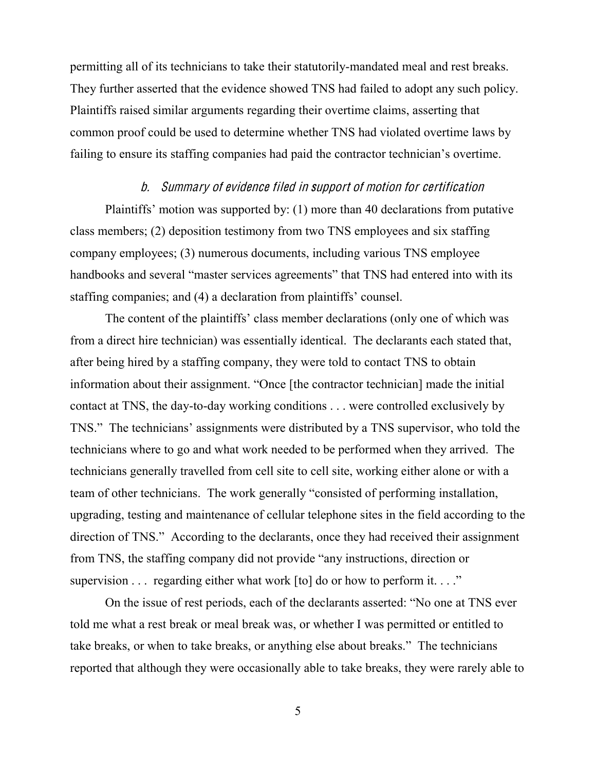permitting all of its technicians to take their statutorily-mandated meal and rest breaks. They further asserted that the evidence showed TNS had failed to adopt any such policy. Plaintiffs raised similar arguments regarding their overtime claims, asserting that common proof could be used to determine whether TNS had violated overtime laws by failing to ensure its staffing companies had paid the contractor technician's overtime.

#### *b. Summary of evidence filed in support of motion for certification*

Plaintiffs' motion was supported by: (1) more than 40 declarations from putative class members; (2) deposition testimony from two TNS employees and six staffing company employees; (3) numerous documents, including various TNS employee handbooks and several "master services agreements" that TNS had entered into with its staffing companies; and (4) a declaration from plaintiffs' counsel.

The content of the plaintiffs' class member declarations (only one of which was from a direct hire technician) was essentially identical. The declarants each stated that, after being hired by a staffing company, they were told to contact TNS to obtain information about their assignment. "Once [the contractor technician] made the initial contact at TNS, the day-to-day working conditions . . . were controlled exclusively by TNS." The technicians' assignments were distributed by a TNS supervisor, who told the technicians where to go and what work needed to be performed when they arrived. The technicians generally travelled from cell site to cell site, working either alone or with a team of other technicians. The work generally "consisted of performing installation, upgrading, testing and maintenance of cellular telephone sites in the field according to the direction of TNS." According to the declarants, once they had received their assignment from TNS, the staffing company did not provide "any instructions, direction or supervision . . . regarding either what work [to] do or how to perform it. . . ."

On the issue of rest periods, each of the declarants asserted: "No one at TNS ever told me what a rest break or meal break was, or whether I was permitted or entitled to take breaks, or when to take breaks, or anything else about breaks." The technicians reported that although they were occasionally able to take breaks, they were rarely able to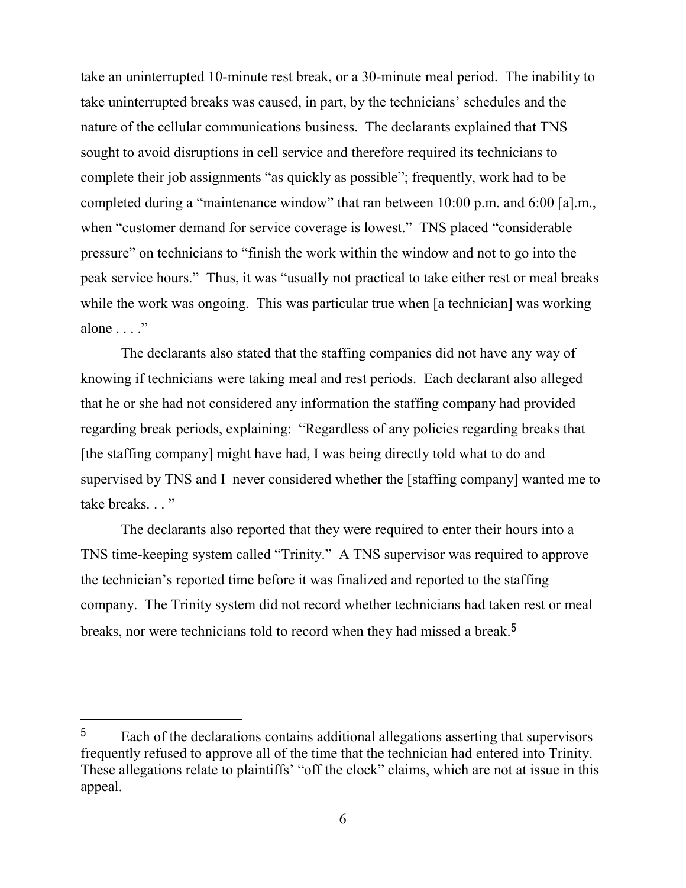take an uninterrupted 10-minute rest break, or a 30-minute meal period. The inability to take uninterrupted breaks was caused, in part, by the technicians' schedules and the nature of the cellular communications business. The declarants explained that TNS sought to avoid disruptions in cell service and therefore required its technicians to complete their job assignments "as quickly as possible"; frequently, work had to be completed during a "maintenance window" that ran between 10:00 p.m. and 6:00 [a].m., when "customer demand for service coverage is lowest." TNS placed "considerable pressure" on technicians to "finish the work within the window and not to go into the peak service hours." Thus, it was "usually not practical to take either rest or meal breaks while the work was ongoing. This was particular true when [a technician] was working alone . . . ."

The declarants also stated that the staffing companies did not have any way of knowing if technicians were taking meal and rest periods. Each declarant also alleged that he or she had not considered any information the staffing company had provided regarding break periods, explaining: "Regardless of any policies regarding breaks that [the staffing company] might have had, I was being directly told what to do and supervised by TNS and I never considered whether the [staffing company] wanted me to take breaks. . . "

The declarants also reported that they were required to enter their hours into a TNS time-keeping system called "Trinity." A TNS supervisor was required to approve the technician's reported time before it was finalized and reported to the staffing company. The Trinity system did not record whether technicians had taken rest or meal breaks, nor were technicians told to record when they had missed a break.[5]

---

[5] Each of the declarations contains additional allegations asserting that supervisors frequently refused to approve all of the time that the technician had entered into Trinity. These allegations relate to plaintiffs' "off the clock" claims, which are not at issue in this appeal.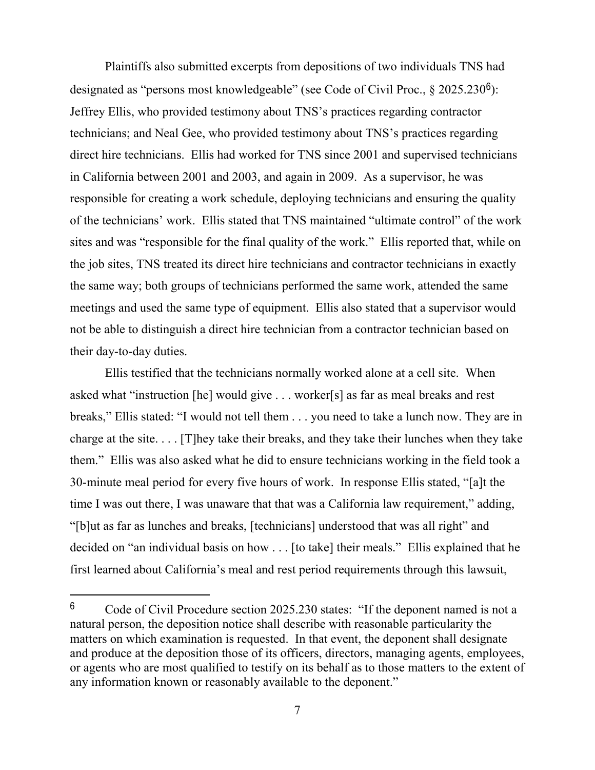Plaintiffs also submitted excerpts from depositions of two individuals TNS had designated as "persons most knowledgeable" (see Code of Civil Proc., § 2025.230[6]): Jeffrey Ellis, who provided testimony about TNS's practices regarding contractor technicians; and Neal Gee, who provided testimony about TNS's practices regarding direct hire technicians. Ellis had worked for TNS since 2001 and supervised technicians in California between 2001 and 2003, and again in 2009. As a supervisor, he was responsible for creating a work schedule, deploying technicians and ensuring the quality of the technicians' work. Ellis stated that TNS maintained "ultimate control" of the work sites and was "responsible for the final quality of the work." Ellis reported that, while on the job sites, TNS treated its direct hire technicians and contractor technicians in exactly the same way; both groups of technicians performed the same work, attended the same meetings and used the same type of equipment. Ellis also stated that a supervisor would not be able to distinguish a direct hire technician from a contractor technician based on their day-to-day duties.

Ellis testified that the technicians normally worked alone at a cell site. When asked what "instruction [he] would give . . . worker[s] as far as meal breaks and rest breaks," Ellis stated: "I would not tell them . . . you need to take a lunch now. They are in charge at the site. . . . [T]hey take their breaks, and they take their lunches when they take them." Ellis was also asked what he did to ensure technicians working in the field took a 30-minute meal period for every five hours of work. In response Ellis stated, "[a]t the time I was out there, I was unaware that that was a California law requirement," adding, "[b]ut as far as lunches and breaks, [technicians] understood that was all right" and decided on "an individual basis on how . . . [to take] their meals." Ellis explained that he first learned about California's meal and rest period requirements through this lawsuit,

---

[6] Code of Civil Procedure section 2025.230 states: "If the deponent named is not a natural person, the deposition notice shall describe with reasonable particularity the matters on which examination is requested. In that event, the deponent shall designate and produce at the deposition those of its officers, directors, managing agents, employees, or agents who are most qualified to testify on its behalf as to those matters to the extent of any information known or reasonably available to the deponent."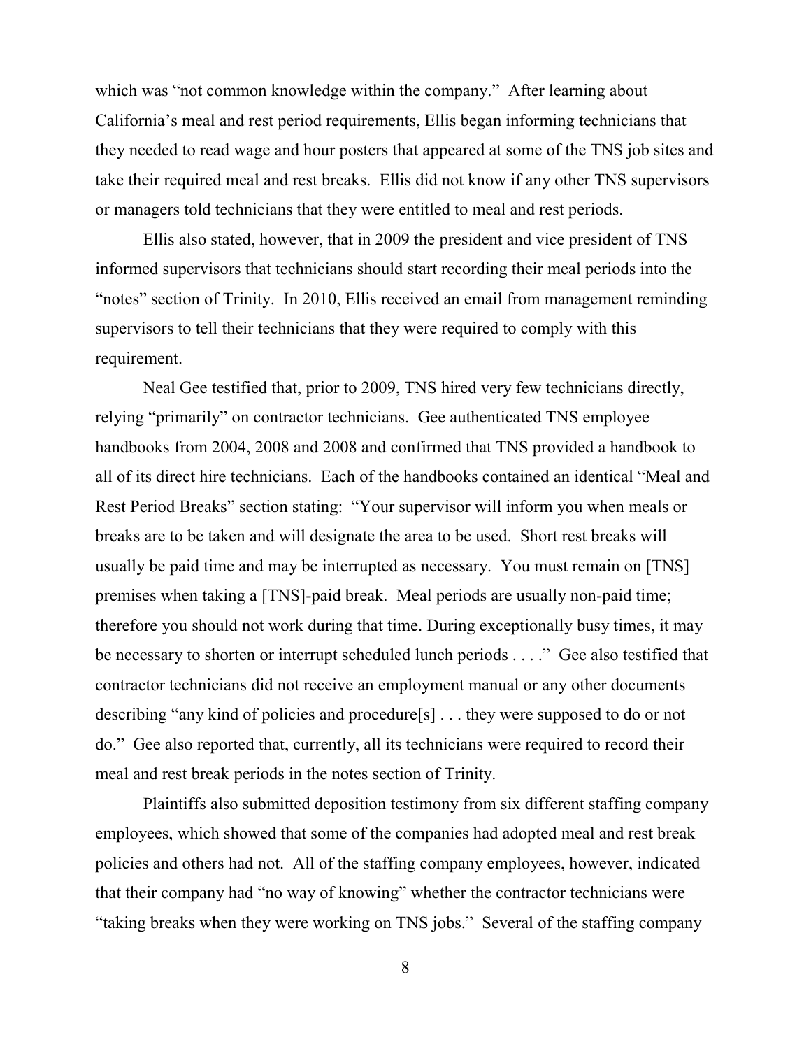which was "not common knowledge within the company." After learning about California's meal and rest period requirements, Ellis began informing technicians that they needed to read wage and hour posters that appeared at some of the TNS job sites and take their required meal and rest breaks. Ellis did not know if any other TNS supervisors or managers told technicians that they were entitled to meal and rest periods.

Ellis also stated, however, that in 2009 the president and vice president of TNS informed supervisors that technicians should start recording their meal periods into the "notes" section of Trinity. In 2010, Ellis received an email from management reminding supervisors to tell their technicians that they were required to comply with this requirement.

Neal Gee testified that, prior to 2009, TNS hired very few technicians directly, relying "primarily" on contractor technicians. Gee authenticated TNS employee handbooks from 2004, 2008 and 2008 and confirmed that TNS provided a handbook to all of its direct hire technicians. Each of the handbooks contained an identical "Meal and Rest Period Breaks" section stating: "Your supervisor will inform you when meals or breaks are to be taken and will designate the area to be used. Short rest breaks will usually be paid time and may be interrupted as necessary. You must remain on [TNS] premises when taking a [TNS]-paid break. Meal periods are usually non-paid time; therefore you should not work during that time. During exceptionally busy times, it may be necessary to shorten or interrupt scheduled lunch periods . . . ." Gee also testified that contractor technicians did not receive an employment manual or any other documents describing "any kind of policies and procedure[s] . . . they were supposed to do or not do." Gee also reported that, currently, all its technicians were required to record their meal and rest break periods in the notes section of Trinity.

Plaintiffs also submitted deposition testimony from six different staffing company employees, which showed that some of the companies had adopted meal and rest break policies and others had not. All of the staffing company employees, however, indicated that their company had "no way of knowing" whether the contractor technicians were "taking breaks when they were working on TNS jobs." Several of the staffing company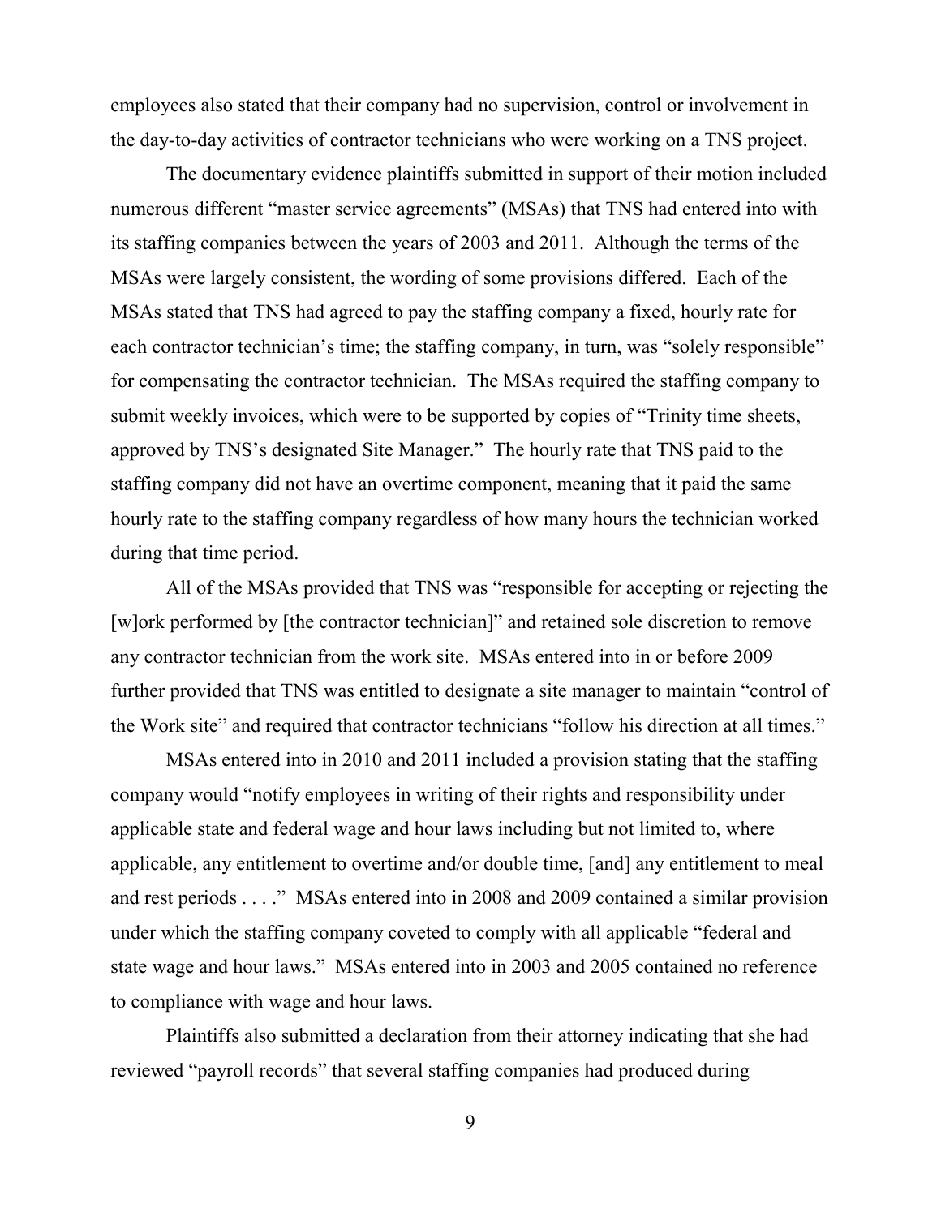employees also stated that their company had no supervision, control or involvement in the day-to-day activities of contractor technicians who were working on a TNS project.

The documentary evidence plaintiffs submitted in support of their motion included numerous different "master service agreements" (MSAs) that TNS had entered into with its staffing companies between the years of 2003 and 2011. Although the terms of the MSAs were largely consistent, the wording of some provisions differed. Each of the MSAs stated that TNS had agreed to pay the staffing company a fixed, hourly rate for each contractor technician's time; the staffing company, in turn, was "solely responsible" for compensating the contractor technician. The MSAs required the staffing company to submit weekly invoices, which were to be supported by copies of "Trinity time sheets, approved by TNS's designated Site Manager." The hourly rate that TNS paid to the staffing company did not have an overtime component, meaning that it paid the same hourly rate to the staffing company regardless of how many hours the technician worked during that time period.

All of the MSAs provided that TNS was "responsible for accepting or rejecting the [w]ork performed by [the contractor technician]" and retained sole discretion to remove any contractor technician from the work site. MSAs entered into in or before 2009 further provided that TNS was entitled to designate a site manager to maintain "control of the Work site" and required that contractor technicians "follow his direction at all times."

MSAs entered into in 2010 and 2011 included a provision stating that the staffing company would "notify employees in writing of their rights and responsibility under applicable state and federal wage and hour laws including but not limited to, where applicable, any entitlement to overtime and/or double time, [and] any entitlement to meal and rest periods . . . ." MSAs entered into in 2008 and 2009 contained a similar provision under which the staffing company coveted to comply with all applicable "federal and state wage and hour laws." MSAs entered into in 2003 and 2005 contained no reference to compliance with wage and hour laws.

Plaintiffs also submitted a declaration from their attorney indicating that she had reviewed "payroll records" that several staffing companies had produced during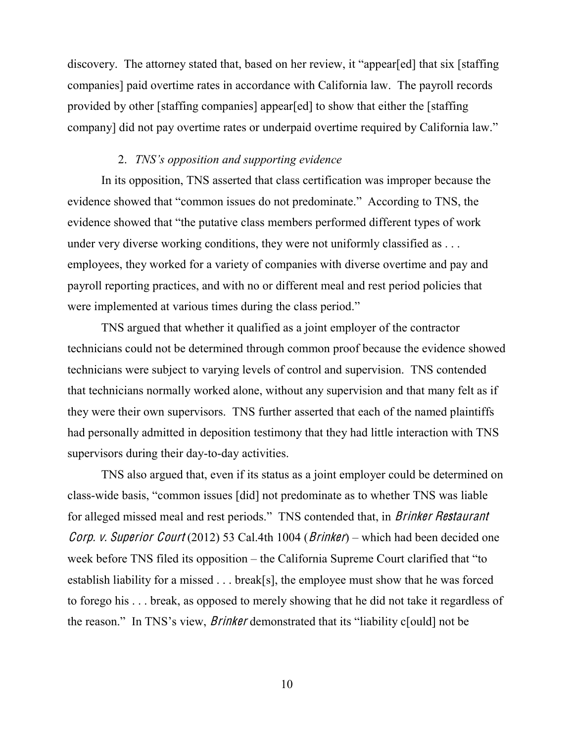discovery. The attorney stated that, based on her review, it "appear[ed] that six [staffing companies] paid overtime rates in accordance with California law. The payroll records provided by other [staffing companies] appear[ed] to show that either the [staffing company] did not pay overtime rates or underpaid overtime required by California law."

### 2. *TNS's opposition and supporting evidence*

In its opposition, TNS asserted that class certification was improper because the evidence showed that "common issues do not predominate." According to TNS, the evidence showed that "the putative class members performed different types of work under very diverse working conditions, they were not uniformly classified as . . . employees, they worked for a variety of companies with diverse overtime and pay and payroll reporting practices, and with no or different meal and rest period policies that were implemented at various times during the class period."

TNS argued that whether it qualified as a joint employer of the contractor technicians could not be determined through common proof because the evidence showed technicians were subject to varying levels of control and supervision. TNS contended that technicians normally worked alone, without any supervision and that many felt as if they were their own supervisors. TNS further asserted that each of the named plaintiffs had personally admitted in deposition testimony that they had little interaction with TNS supervisors during their day-to-day activities.

TNS also argued that, even if its status as a joint employer could be determined on class-wide basis, "common issues [did] not predominate as to whether TNS was liable for alleged missed meal and rest periods." TNS contended that, in *Brinker Restaurant Corp. v. Superior Court* (2012) 53 Cal.4th 1004 (*Brinker*) – which had been decided one week before TNS filed its opposition – the California Supreme Court clarified that "to establish liability for a missed . . . break[s], the employee must show that he was forced to forego his . . . break, as opposed to merely showing that he did not take it regardless of the reason." In TNS's view, *Brinker* demonstrated that its "liability c[ould] not be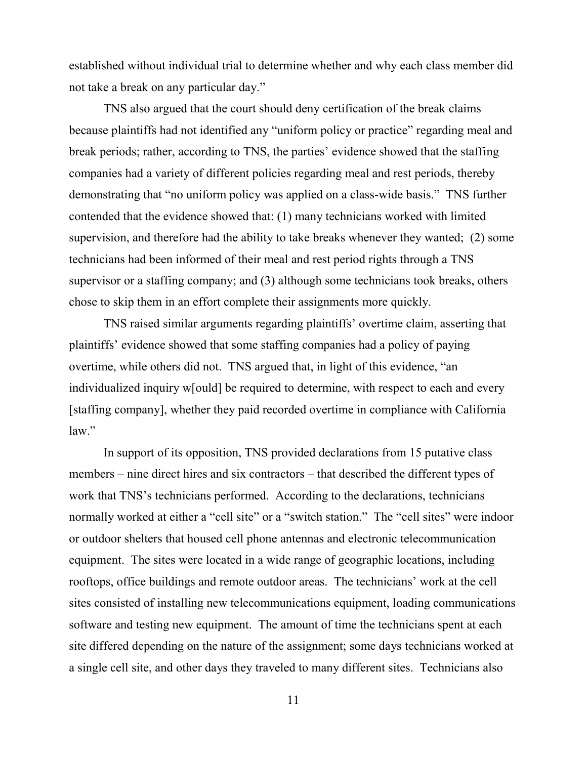established without individual trial to determine whether and why each class member did not take a break on any particular day."

TNS also argued that the court should deny certification of the break claims because plaintiffs had not identified any "uniform policy or practice" regarding meal and break periods; rather, according to TNS, the parties' evidence showed that the staffing companies had a variety of different policies regarding meal and rest periods, thereby demonstrating that "no uniform policy was applied on a class-wide basis." TNS further contended that the evidence showed that: (1) many technicians worked with limited supervision, and therefore had the ability to take breaks whenever they wanted; (2) some technicians had been informed of their meal and rest period rights through a TNS supervisor or a staffing company; and (3) although some technicians took breaks, others chose to skip them in an effort complete their assignments more quickly.

TNS raised similar arguments regarding plaintiffs' overtime claim, asserting that plaintiffs' evidence showed that some staffing companies had a policy of paying overtime, while others did not. TNS argued that, in light of this evidence, "an individualized inquiry w[ould] be required to determine, with respect to each and every [staffing company], whether they paid recorded overtime in compliance with California law."

In support of its opposition, TNS provided declarations from 15 putative class members – nine direct hires and six contractors – that described the different types of work that TNS's technicians performed. According to the declarations, technicians normally worked at either a "cell site" or a "switch station." The "cell sites" were indoor or outdoor shelters that housed cell phone antennas and electronic telecommunication equipment. The sites were located in a wide range of geographic locations, including rooftops, office buildings and remote outdoor areas. The technicians' work at the cell sites consisted of installing new telecommunications equipment, loading communications software and testing new equipment. The amount of time the technicians spent at each site differed depending on the nature of the assignment; some days technicians worked at a single cell site, and other days they traveled to many different sites. Technicians also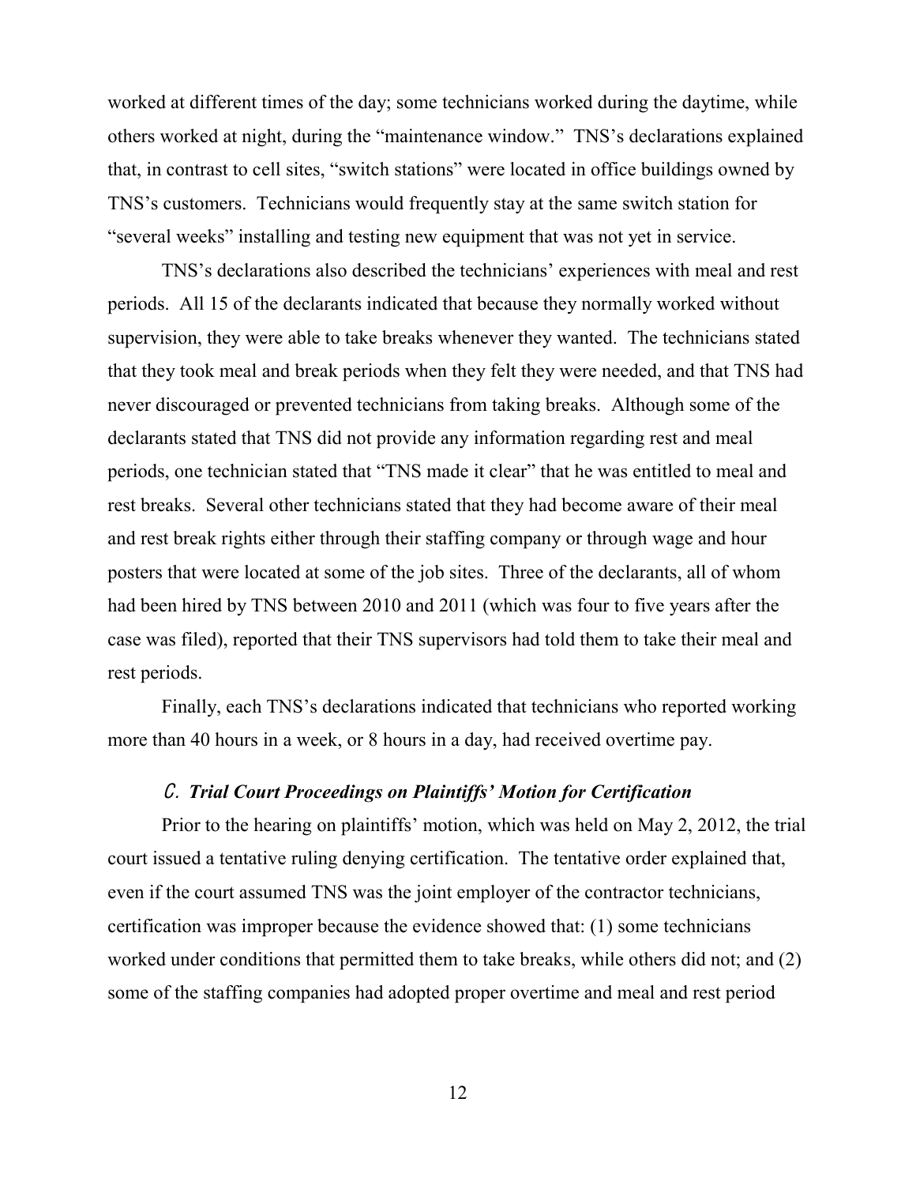worked at different times of the day; some technicians worked during the daytime, while others worked at night, during the "maintenance window." TNS's declarations explained that, in contrast to cell sites, "switch stations" were located in office buildings owned by TNS's customers. Technicians would frequently stay at the same switch station for "several weeks" installing and testing new equipment that was not yet in service.

TNS's declarations also described the technicians' experiences with meal and rest periods. All 15 of the declarants indicated that because they normally worked without supervision, they were able to take breaks whenever they wanted. The technicians stated that they took meal and break periods when they felt they were needed, and that TNS had never discouraged or prevented technicians from taking breaks. Although some of the declarants stated that TNS did not provide any information regarding rest and meal periods, one technician stated that "TNS made it clear" that he was entitled to meal and rest breaks. Several other technicians stated that they had become aware of their meal and rest break rights either through their staffing company or through wage and hour posters that were located at some of the job sites. Three of the declarants, all of whom had been hired by TNS between 2010 and 2011 (which was four to five years after the case was filed), reported that their TNS supervisors had told them to take their meal and rest periods.

Finally, each TNS's declarations indicated that technicians who reported working more than 40 hours in a week, or 8 hours in a day, had received overtime pay.

### *C. Trial Court Proceedings on Plaintiffs' Motion for Certification*

Prior to the hearing on plaintiffs' motion, which was held on May 2, 2012, the trial court issued a tentative ruling denying certification. The tentative order explained that, even if the court assumed TNS was the joint employer of the contractor technicians, certification was improper because the evidence showed that: (1) some technicians worked under conditions that permitted them to take breaks, while others did not; and (2) some of the staffing companies had adopted proper overtime and meal and rest period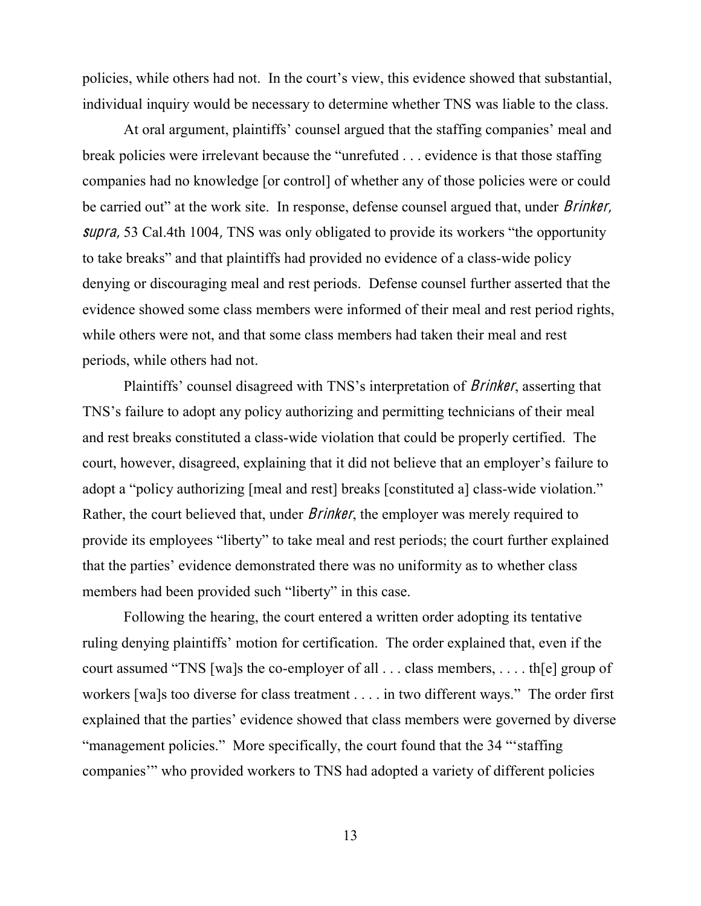policies, while others had not. In the court's view, this evidence showed that substantial, individual inquiry would be necessary to determine whether TNS was liable to the class.

At oral argument, plaintiffs' counsel argued that the staffing companies' meal and break policies were irrelevant because the "unrefuted . . . evidence is that those staffing companies had no knowledge [or control] of whether any of those policies were or could be carried out" at the work site. In response, defense counsel argued that, under *Brinker, supra*, 53 Cal.4th 1004, TNS was only obligated to provide its workers "the opportunity to take breaks" and that plaintiffs had provided no evidence of a class-wide policy denying or discouraging meal and rest periods. Defense counsel further asserted that the evidence showed some class members were informed of their meal and rest period rights, while others were not, and that some class members had taken their meal and rest periods, while others had not.

Plaintiffs' counsel disagreed with TNS's interpretation of *Brinker*, asserting that TNS's failure to adopt any policy authorizing and permitting technicians of their meal and rest breaks constituted a class-wide violation that could be properly certified. The court, however, disagreed, explaining that it did not believe that an employer's failure to adopt a "policy authorizing [meal and rest] breaks [constituted a] class-wide violation." Rather, the court believed that, under *Brinker*, the employer was merely required to provide its employees "liberty" to take meal and rest periods; the court further explained that the parties' evidence demonstrated there was no uniformity as to whether class members had been provided such "liberty" in this case.

Following the hearing, the court entered a written order adopting its tentative ruling denying plaintiffs' motion for certification. The order explained that, even if the court assumed "TNS [wa]s the co-employer of all . . . class members, . . . . th[e] group of workers [wa]s too diverse for class treatment . . . . in two different ways." The order first explained that the parties' evidence showed that class members were governed by diverse "management policies." More specifically, the court found that the 34 "'staffing companies'" who provided workers to TNS had adopted a variety of different policies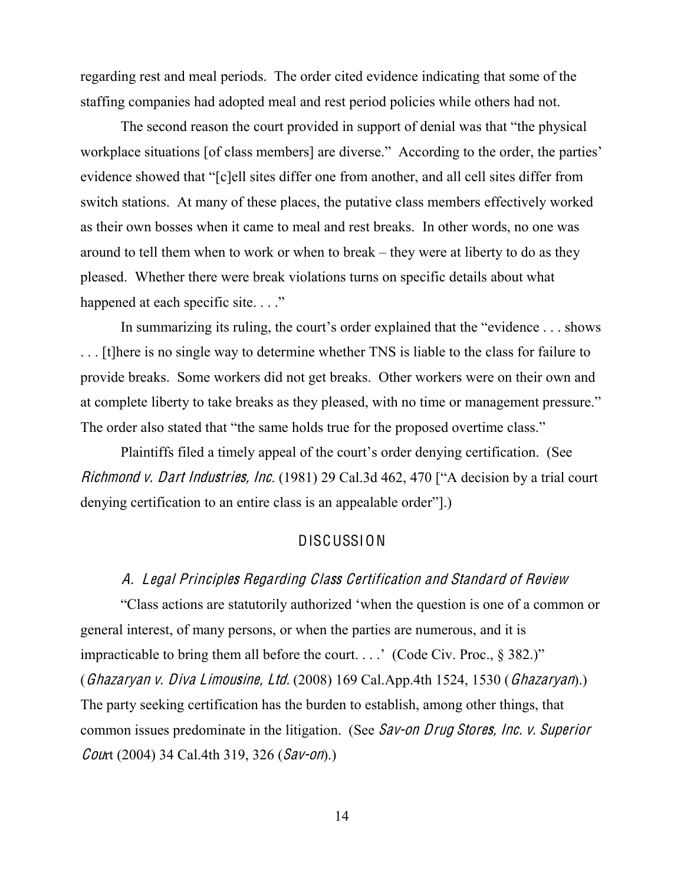regarding rest and meal periods. The order cited evidence indicating that some of the staffing companies had adopted meal and rest period policies while others had not.

The second reason the court provided in support of denial was that "the physical workplace situations [of class members] are diverse." According to the order, the parties' evidence showed that "[c]ell sites differ one from another, and all cell sites differ from switch stations. At many of these places, the putative class members effectively worked as their own bosses when it came to meal and rest breaks. In other words, no one was around to tell them when to work or when to break – they were at liberty to do as they pleased. Whether there were break violations turns on specific details about what happened at each specific site. . . ."

In summarizing its ruling, the court's order explained that the "evidence . . . shows . . . [t]here is no single way to determine whether TNS is liable to the class for failure to provide breaks. Some workers did not get breaks. Other workers were on their own and at complete liberty to take breaks as they pleased, with no time or management pressure." The order also stated that "the same holds true for the proposed overtime class."

Plaintiffs filed a timely appeal of the court's order denying certification. (See *Richmond v. Dart Industries, Inc.* (1981) 29 Cal.3d 462, 470 ["A decision by a trial court denying certification to an entire class is an appealable order"].)

## DISCUSSION

### *A. Legal Principles Regarding Class Certification and Standard of Review*

"Class actions are statutorily authorized 'when the question is one of a common or general interest, of many persons, or when the parties are numerous, and it is impracticable to bring them all before the court. . . .' (Code Civ. Proc., § 382.)" (*Ghazaryan v. Diva Limousine, Ltd.* (2008) 169 Cal.App.4th 1524, 1530 (*Ghazaryan*).) The party seeking certification has the burden to establish, among other things, that common issues predominate in the litigation. (See *Sav-on Drug Stores, Inc. v. Superior Court* (2004) 34 Cal.4th 319, 326 (*Sav-on*).)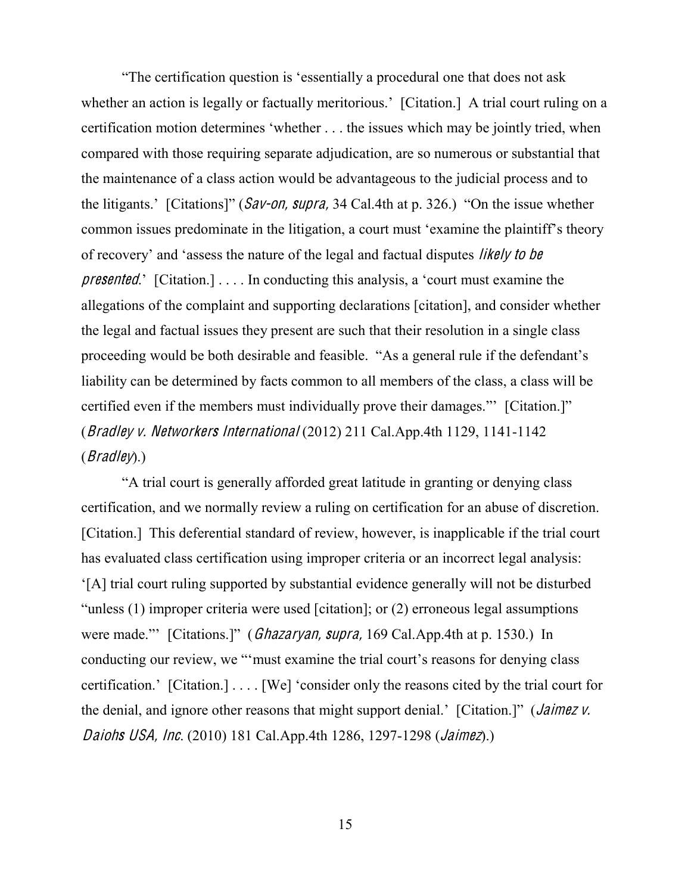"The certification question is 'essentially a procedural one that does not ask whether an action is legally or factually meritorious.' [Citation.] A trial court ruling on a certification motion determines 'whether . . . the issues which may be jointly tried, when compared with those requiring separate adjudication, are so numerous or substantial that the maintenance of a class action would be advantageous to the judicial process and to the litigants.' [Citations]" (*Sav-on, supra*, 34 Cal.4th at p. 326.) "On the issue whether common issues predominate in the litigation, a court must 'examine the plaintiff's theory of recovery' and 'assess the nature of the legal and factual disputes *likely to be presented*.' [Citation.] . . . . In conducting this analysis, a 'court must examine the allegations of the complaint and supporting declarations [citation], and consider whether the legal and factual issues they present are such that their resolution in a single class proceeding would be both desirable and feasible. "As a general rule if the defendant's liability can be determined by facts common to all members of the class, a class will be certified even if the members must individually prove their damages."' [Citation.]" (*Bradley v. Networkers International* (2012) 211 Cal.App.4th 1129, 1141-1142 (*Bradley*).)

"A trial court is generally afforded great latitude in granting or denying class certification, and we normally review a ruling on certification for an abuse of discretion. [Citation.] This deferential standard of review, however, is inapplicable if the trial court has evaluated class certification using improper criteria or an incorrect legal analysis: '[A] trial court ruling supported by substantial evidence generally will not be disturbed "unless (1) improper criteria were used [citation]; or (2) erroneous legal assumptions were made."' [Citations.]" (*Ghazaryan, supra*, 169 Cal.App.4th at p. 1530.) In conducting our review, we "'must examine the trial court's reasons for denying class certification.' [Citation.] . . . . [We] 'consider only the reasons cited by the trial court for the denial, and ignore other reasons that might support denial.' [Citation.]" (*Jaimez v. Daiohs USA, Inc.* (2010) 181 Cal.App.4th 1286, 1297-1298 (*Jaimez*).)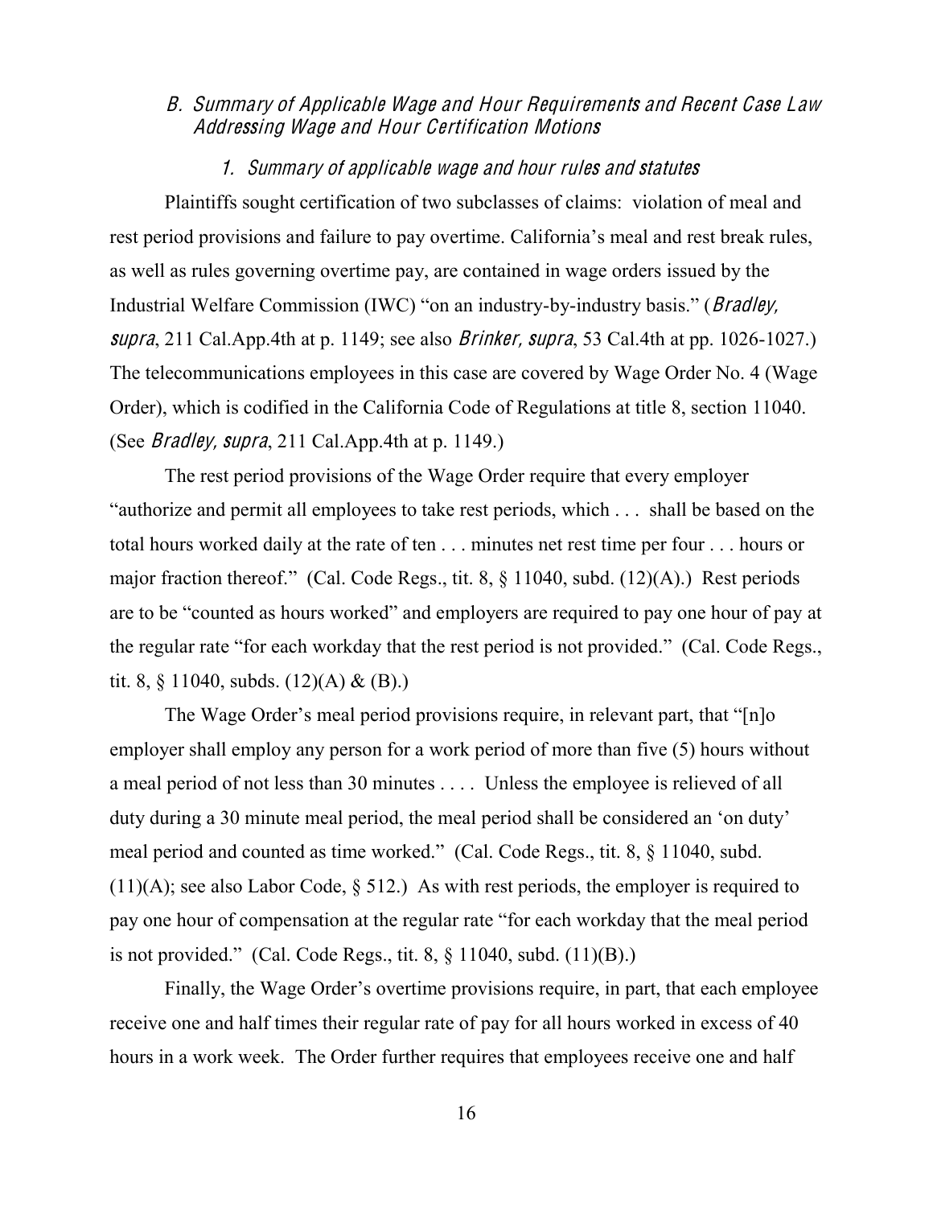### *B. Summary of Applicable Wage and Hour Requirements and Recent Case Law Addressing Wage and Hour Certification Motions*

#### *1. Summary of applicable wage and hour rules and statutes*

Plaintiffs sought certification of two subclasses of claims: violation of meal and rest period provisions and failure to pay overtime. California's meal and rest break rules, as well as rules governing overtime pay, are contained in wage orders issued by the Industrial Welfare Commission (IWC) "on an industry-by-industry basis." (*Bradley, supra*, 211 Cal.App.4th at p. 1149; see also *Brinker, supra*, 53 Cal.4th at pp. 1026-1027.) The telecommunications employees in this case are covered by Wage Order No. 4 (Wage Order), which is codified in the California Code of Regulations at title 8, section 11040. (See *Bradley, supra*, 211 Cal.App.4th at p. 1149.)

The rest period provisions of the Wage Order require that every employer "authorize and permit all employees to take rest periods, which . . . shall be based on the total hours worked daily at the rate of ten . . . minutes net rest time per four . . . hours or major fraction thereof." (Cal. Code Regs., tit. 8, § 11040, subd. (12)(A).) Rest periods are to be "counted as hours worked" and employers are required to pay one hour of pay at the regular rate "for each workday that the rest period is not provided." (Cal. Code Regs., tit. 8, § 11040, subds. (12)(A) & (B).)

The Wage Order's meal period provisions require, in relevant part, that "[n]o employer shall employ any person for a work period of more than five (5) hours without a meal period of not less than 30 minutes . . . . Unless the employee is relieved of all duty during a 30 minute meal period, the meal period shall be considered an 'on duty' meal period and counted as time worked." (Cal. Code Regs., tit. 8, § 11040, subd. (11)(A); see also Labor Code, § 512.) As with rest periods, the employer is required to pay one hour of compensation at the regular rate "for each workday that the meal period is not provided." (Cal. Code Regs., tit. 8, § 11040, subd. (11)(B).)

Finally, the Wage Order's overtime provisions require, in part, that each employee receive one and half times their regular rate of pay for all hours worked in excess of 40 hours in a work week. The Order further requires that employees receive one and half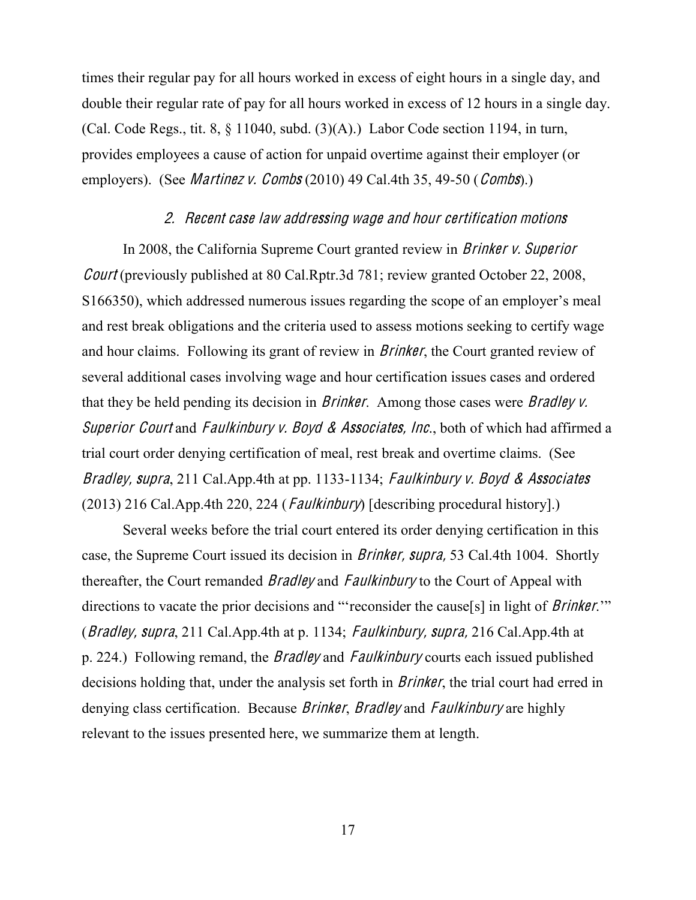times their regular pay for all hours worked in excess of eight hours in a single day, and double their regular rate of pay for all hours worked in excess of 12 hours in a single day. (Cal. Code Regs., tit. 8, § 11040, subd. (3)(A).) Labor Code section 1194, in turn, provides employees a cause of action for unpaid overtime against their employer (or employers). (See *Martinez v. Combs* (2010) 49 Cal.4th 35, 49-50 (*Combs*).)

### *2. Recent case law addressing wage and hour certification motions*

In 2008, the California Supreme Court granted review in *Brinker v. Superior Court* (previously published at 80 Cal.Rptr.3d 781; review granted October 22, 2008, S166350), which addressed numerous issues regarding the scope of an employer's meal and rest break obligations and the criteria used to assess motions seeking to certify wage and hour claims. Following its grant of review in *Brinker*, the Court granted review of several additional cases involving wage and hour certification issues cases and ordered that they be held pending its decision in *Brinker*. Among those cases were *Bradley v. Superior Court* and *Faulkinbury v. Boyd & Associates, Inc.*, both of which had affirmed a trial court order denying certification of meal, rest break and overtime claims. (See *Bradley, supra*, 211 Cal.App.4th at pp. 1133-1134; *Faulkinbury v. Boyd & Associates* (2013) 216 Cal.App.4th 220, 224 (*Faulkinbury*) [describing procedural history].)

Several weeks before the trial court entered its order denying certification in this case, the Supreme Court issued its decision in *Brinker, supra,* 53 Cal.4th 1004. Shortly thereafter, the Court remanded *Bradley* and *Faulkinbury* to the Court of Appeal with directions to vacate the prior decisions and "'reconsider the cause[s] in light of *Brinker*.'" (*Bradley, supra*, 211 Cal.App.4th at p. 1134; *Faulkinbury, supra,* 216 Cal.App.4th at p. 224.) Following remand, the *Bradley* and *Faulkinbury* courts each issued published decisions holding that, under the analysis set forth in *Brinker*, the trial court had erred in denying class certification. Because *Brinker*, *Bradley* and *Faulkinbury* are highly relevant to the issues presented here, we summarize them at length.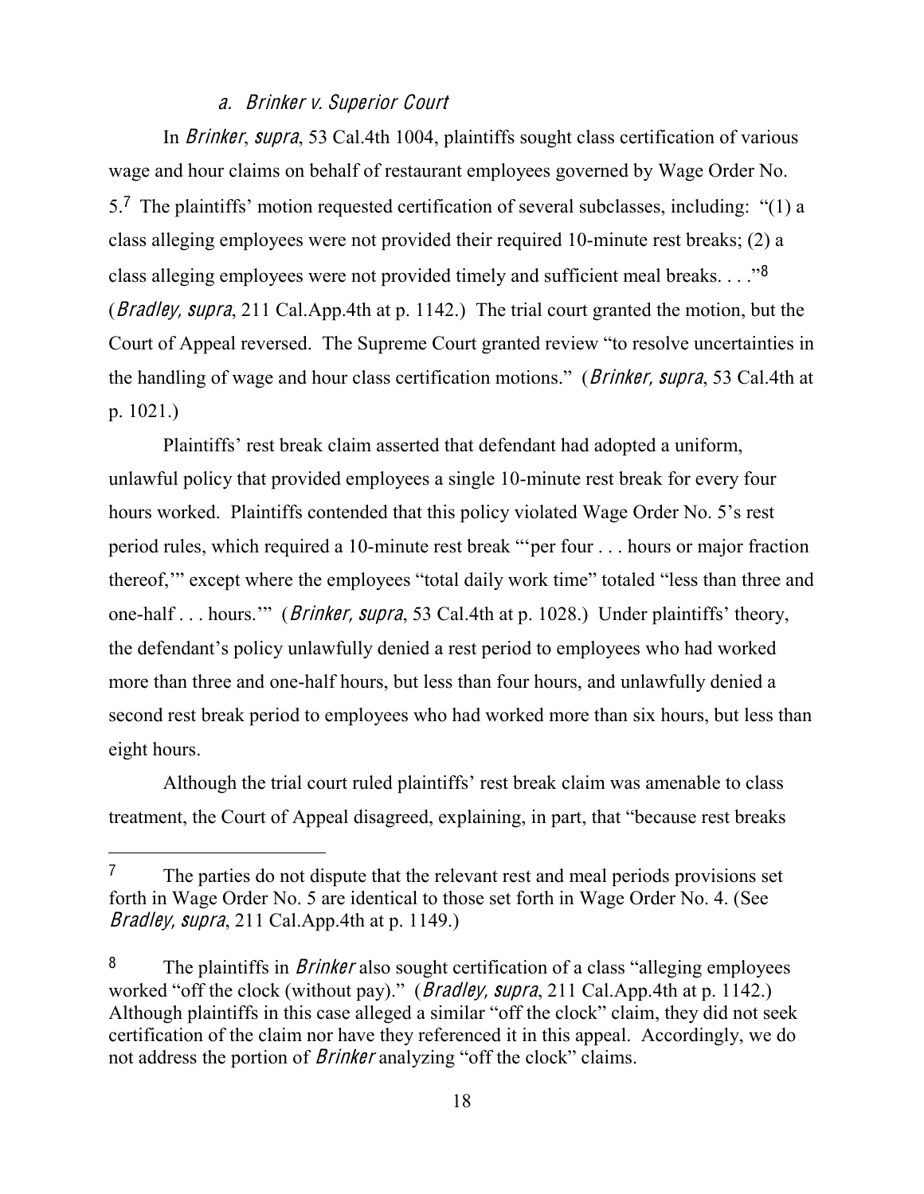#### *a. Brinker v. Superior Court*

In *Brinker*, *supra*, 53 Cal.4th 1004, plaintiffs sought class certification of various wage and hour claims on behalf of restaurant employees governed by Wage Order No. 5.[7] The plaintiffs' motion requested certification of several subclasses, including: "(1) a class alleging employees were not provided their required 10-minute rest breaks; (2) a class alleging employees were not provided timely and sufficient meal breaks. . . ."[8] (*Bradley*, *supra*, 211 Cal.App.4th at p. 1142.) The trial court granted the motion, but the Court of Appeal reversed. The Supreme Court granted review "to resolve uncertainties in the handling of wage and hour class certification motions." (*Brinker*, *supra*, 53 Cal.4th at p. 1021.)

Plaintiffs' rest break claim asserted that defendant had adopted a uniform, unlawful policy that provided employees a single 10-minute rest break for every four hours worked. Plaintiffs contended that this policy violated Wage Order No. 5's rest period rules, which required a 10-minute rest break "'per four . . . hours or major fraction thereof,'" except where the employees "total daily work time" totaled "less than three and one-half . . . hours.'" (*Brinker*, *supra*, 53 Cal.4th at p. 1028.) Under plaintiffs' theory, the defendant's policy unlawfully denied a rest period to employees who had worked more than three and one-half hours, but less than four hours, and unlawfully denied a second rest break period to employees who had worked more than six hours, but less than eight hours.

Although the trial court ruled plaintiffs' rest break claim was amenable to class treatment, the Court of Appeal disagreed, explaining, in part, that "because rest breaks

---

[7] The parties do not dispute that the relevant rest and meal periods provisions set forth in Wage Order No. 5 are identical to those set forth in Wage Order No. 4. (See *Bradley*, *supra*, 211 Cal.App.4th at p. 1149.)

[8] The plaintiffs in *Brinker* also sought certification of a class "alleging employees worked "off the clock (without pay)." (*Bradley*, *supra*, 211 Cal.App.4th at p. 1142.) Although plaintiffs in this case alleged a similar "off the clock" claim, they did not seek certification of the claim nor have they referenced it in this appeal. Accordingly, we do not address the portion of *Brinker* analyzing "off the clock" claims.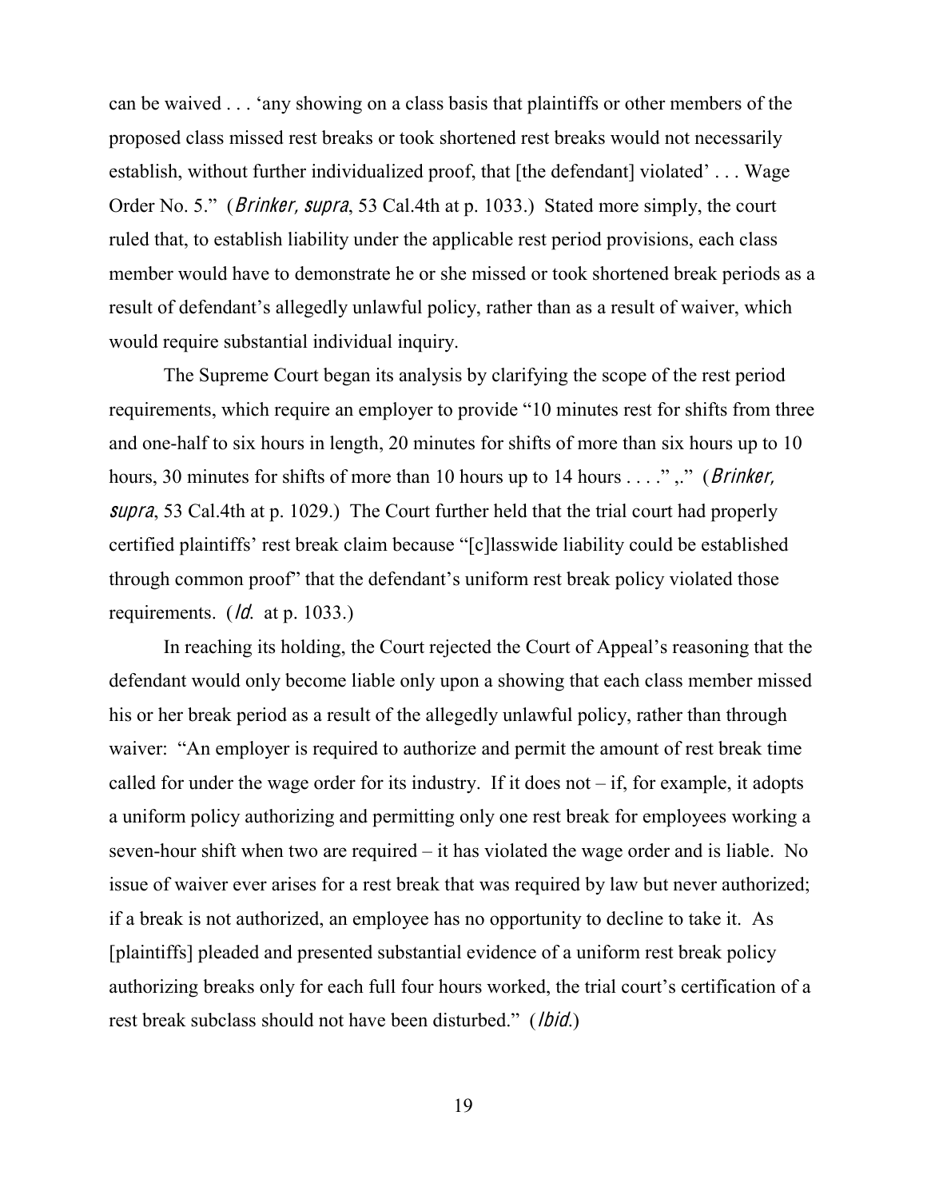can be waived . . . 'any showing on a class basis that plaintiffs or other members of the proposed class missed rest breaks or took shortened rest breaks would not necessarily establish, without further individualized proof, that [the defendant] violated' . . . Wage Order No. 5." (*Brinker, supra*, 53 Cal.4th at p. 1033.) Stated more simply, the court ruled that, to establish liability under the applicable rest period provisions, each class member would have to demonstrate he or she missed or took shortened break periods as a result of defendant's allegedly unlawful policy, rather than as a result of waiver, which would require substantial individual inquiry.

The Supreme Court began its analysis by clarifying the scope of the rest period requirements, which require an employer to provide "10 minutes rest for shifts from three and one-half to six hours in length, 20 minutes for shifts of more than six hours up to 10 hours, 30 minutes for shifts of more than 10 hours up to 14 hours . . . ." ,." (*Brinker, supra*, 53 Cal.4th at p. 1029.) The Court further held that the trial court had properly certified plaintiffs' rest break claim because "[c]lasswide liability could be established through common proof" that the defendant's uniform rest break policy violated those requirements. (*Id.* at p. 1033.)

In reaching its holding, the Court rejected the Court of Appeal's reasoning that the defendant would only become liable only upon a showing that each class member missed his or her break period as a result of the allegedly unlawful policy, rather than through waiver: "An employer is required to authorize and permit the amount of rest break time called for under the wage order for its industry. If it does not – if, for example, it adopts a uniform policy authorizing and permitting only one rest break for employees working a seven-hour shift when two are required – it has violated the wage order and is liable. No issue of waiver ever arises for a rest break that was required by law but never authorized; if a break is not authorized, an employee has no opportunity to decline to take it. As [plaintiffs] pleaded and presented substantial evidence of a uniform rest break policy authorizing breaks only for each full four hours worked, the trial court's certification of a rest break subclass should not have been disturbed." (*Ibid.*)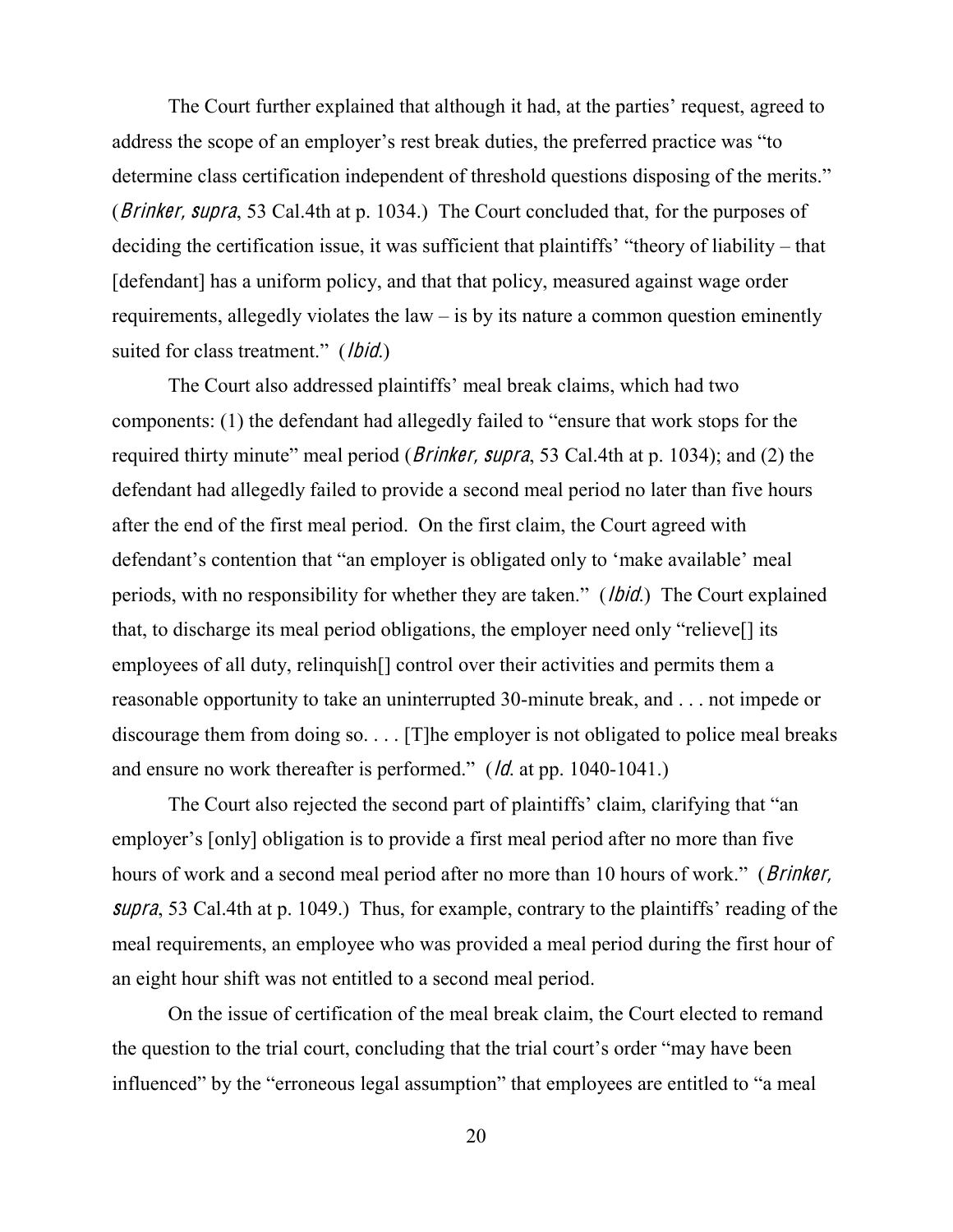The Court further explained that although it had, at the parties' request, agreed to address the scope of an employer's rest break duties, the preferred practice was "to determine class certification independent of threshold questions disposing of the merits." (*Brinker, supra*, 53 Cal.4th at p. 1034.) The Court concluded that, for the purposes of deciding the certification issue, it was sufficient that plaintiffs' "theory of liability – that [defendant] has a uniform policy, and that that policy, measured against wage order requirements, allegedly violates the law – is by its nature a common question eminently suited for class treatment." (*Ibid.*)

The Court also addressed plaintiffs' meal break claims, which had two components: (1) the defendant had allegedly failed to "ensure that work stops for the required thirty minute" meal period (*Brinker, supra*, 53 Cal.4th at p. 1034); and (2) the defendant had allegedly failed to provide a second meal period no later than five hours after the end of the first meal period. On the first claim, the Court agreed with defendant's contention that "an employer is obligated only to 'make available' meal periods, with no responsibility for whether they are taken." (*Ibid.*) The Court explained that, to discharge its meal period obligations, the employer need only "relieve[] its employees of all duty, relinquish[] control over their activities and permits them a reasonable opportunity to take an uninterrupted 30-minute break, and . . . not impede or discourage them from doing so. . . . [T]he employer is not obligated to police meal breaks and ensure no work thereafter is performed." (*Id.* at pp. 1040-1041.)

The Court also rejected the second part of plaintiffs' claim, clarifying that "an employer's [only] obligation is to provide a first meal period after no more than five hours of work and a second meal period after no more than 10 hours of work." (*Brinker, supra*, 53 Cal.4th at p. 1049.) Thus, for example, contrary to the plaintiffs' reading of the meal requirements, an employee who was provided a meal period during the first hour of an eight hour shift was not entitled to a second meal period.

On the issue of certification of the meal break claim, the Court elected to remand the question to the trial court, concluding that the trial court's order "may have been influenced" by the "erroneous legal assumption" that employees are entitled to "a meal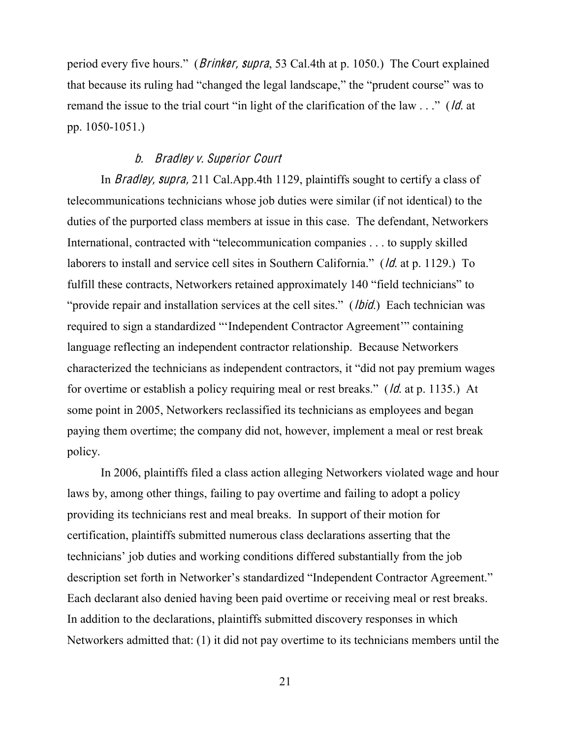period every five hours." (*Brinker, supra*, 53 Cal.4th at p. 1050.) The Court explained that because its ruling had "changed the legal landscape," the "prudent course" was to remand the issue to the trial court "in light of the clarification of the law . . ." (*Id.* at pp. 1050-1051.)

### *b. Bradley v. Superior Court*

In *Bradley*, *supra,* 211 Cal.App.4th 1129, plaintiffs sought to certify a class of telecommunications technicians whose job duties were similar (if not identical) to the duties of the purported class members at issue in this case. The defendant, Networkers International, contracted with "telecommunication companies . . . to supply skilled laborers to install and service cell sites in Southern California." (*Id.* at p. 1129.) To fulfill these contracts, Networkers retained approximately 140 "field technicians" to "provide repair and installation services at the cell sites." (*Ibid.*) Each technician was required to sign a standardized "'Independent Contractor Agreement'" containing language reflecting an independent contractor relationship. Because Networkers characterized the technicians as independent contractors, it "did not pay premium wages for overtime or establish a policy requiring meal or rest breaks." (*Id.* at p. 1135.) At some point in 2005, Networkers reclassified its technicians as employees and began paying them overtime; the company did not, however, implement a meal or rest break policy.

In 2006, plaintiffs filed a class action alleging Networkers violated wage and hour laws by, among other things, failing to pay overtime and failing to adopt a policy providing its technicians rest and meal breaks. In support of their motion for certification, plaintiffs submitted numerous class declarations asserting that the technicians' job duties and working conditions differed substantially from the job description set forth in Networker's standardized "Independent Contractor Agreement." Each declarant also denied having been paid overtime or receiving meal or rest breaks. In addition to the declarations, plaintiffs submitted discovery responses in which Networkers admitted that: (1) it did not pay overtime to its technicians members until the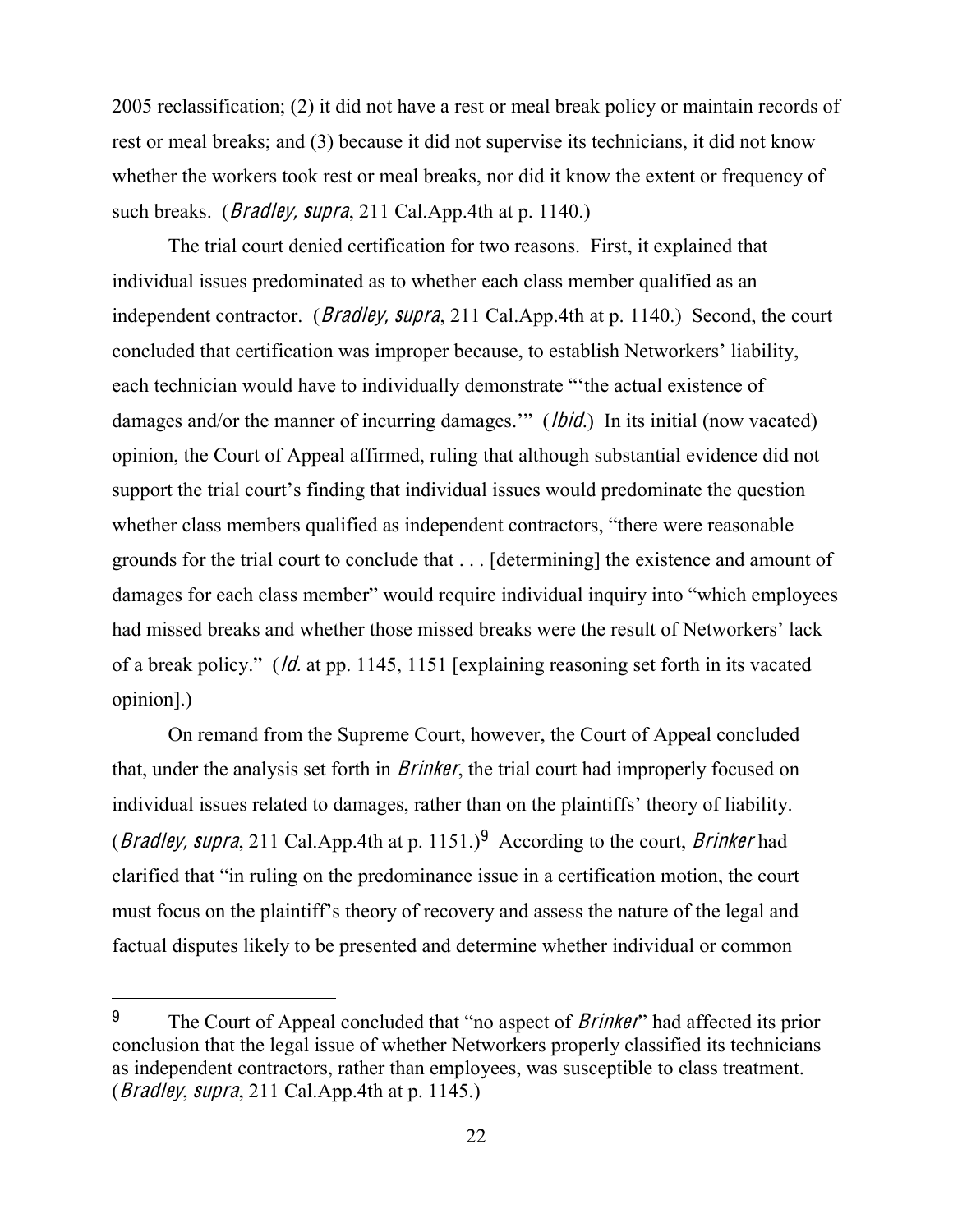2005 reclassification; (2) it did not have a rest or meal break policy or maintain records of rest or meal breaks; and (3) because it did not supervise its technicians, it did not know whether the workers took rest or meal breaks, nor did it know the extent or frequency of such breaks. (*Bradley, supra*, 211 Cal.App.4th at p. 1140.)

The trial court denied certification for two reasons. First, it explained that individual issues predominated as to whether each class member qualified as an independent contractor. (*Bradley, supra*, 211 Cal.App.4th at p. 1140.) Second, the court concluded that certification was improper because, to establish Networkers' liability, each technician would have to individually demonstrate "'the actual existence of damages and/or the manner of incurring damages.'" (*Ibid.*) In its initial (now vacated) opinion, the Court of Appeal affirmed, ruling that although substantial evidence did not support the trial court's finding that individual issues would predominate the question whether class members qualified as independent contractors, "there were reasonable grounds for the trial court to conclude that . . . [determining] the existence and amount of damages for each class member" would require individual inquiry into "which employees had missed breaks and whether those missed breaks were the result of Networkers' lack of a break policy." (*Id.* at pp. 1145, 1151 [explaining reasoning set forth in its vacated opinion].)

On remand from the Supreme Court, however, the Court of Appeal concluded that, under the analysis set forth in *Brinker*, the trial court had improperly focused on individual issues related to damages, rather than on the plaintiffs' theory of liability. (*Bradley, supra*, 211 Cal.App.4th at p. 1151.)[9] According to the court, *Brinker* had clarified that "in ruling on the predominance issue in a certification motion, the court must focus on the plaintiff's theory of recovery and assess the nature of the legal and factual disputes likely to be presented and determine whether individual or common

---

[9] The Court of Appeal concluded that "no aspect of *Brinker*" had affected its prior conclusion that the legal issue of whether Networkers properly classified its technicians as independent contractors, rather than employees, was susceptible to class treatment. (*Bradley*, *supra*, 211 Cal.App.4th at p. 1145.)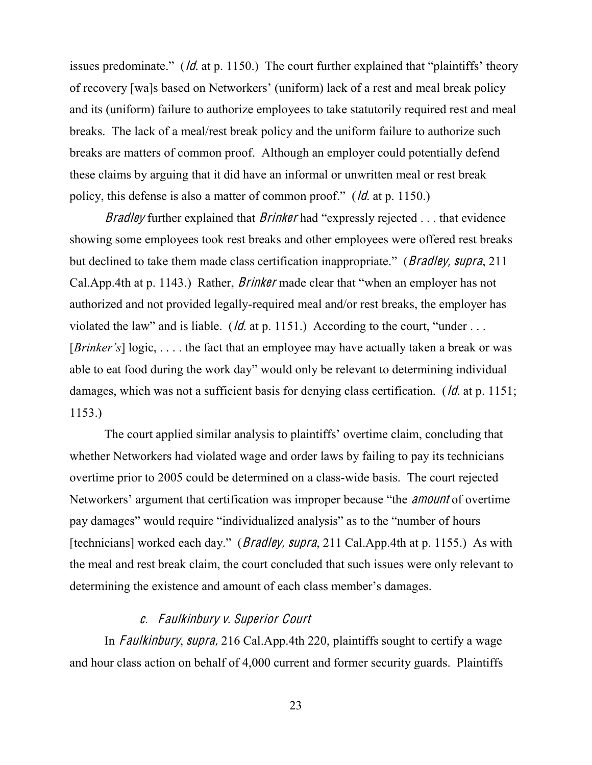issues predominate." (*Id.* at p. 1150.) The court further explained that "plaintiffs' theory of recovery [wa]s based on Networkers' (uniform) lack of a rest and meal break policy and its (uniform) failure to authorize employees to take statutorily required rest and meal breaks. The lack of a meal/rest break policy and the uniform failure to authorize such breaks are matters of common proof. Although an employer could potentially defend these claims by arguing that it did have an informal or unwritten meal or rest break policy, this defense is also a matter of common proof." (*Id.* at p. 1150.)

*Bradley* further explained that *Brinker* had "expressly rejected . . . that evidence showing some employees took rest breaks and other employees were offered rest breaks but declined to take them made class certification inappropriate." (*Bradley, supra*, 211 Cal.App.4th at p. 1143.) Rather, *Brinker* made clear that "when an employer has not authorized and not provided legally-required meal and/or rest breaks, the employer has violated the law" and is liable. (*Id.* at p. 1151.) According to the court, "under . . . [*Brinker's*] logic, . . . . the fact that an employee may have actually taken a break or was able to eat food during the work day" would only be relevant to determining individual damages, which was not a sufficient basis for denying class certification. (*Id.* at p. 1151; 1153.)

The court applied similar analysis to plaintiffs' overtime claim, concluding that whether Networkers had violated wage and order laws by failing to pay its technicians overtime prior to 2005 could be determined on a class-wide basis. The court rejected Networkers' argument that certification was improper because "the *amount* of overtime pay damages" would require "individualized analysis" as to the "number of hours [technicians] worked each day." (*Bradley, supra*, 211 Cal.App.4th at p. 1155.) As with the meal and rest break claim, the court concluded that such issues were only relevant to determining the existence and amount of each class member's damages.

### *c. Faulkinbury v. Superior Court*

In *Faulkinbury*, *supra,* 216 Cal.App.4th 220, plaintiffs sought to certify a wage and hour class action on behalf of 4,000 current and former security guards. Plaintiffs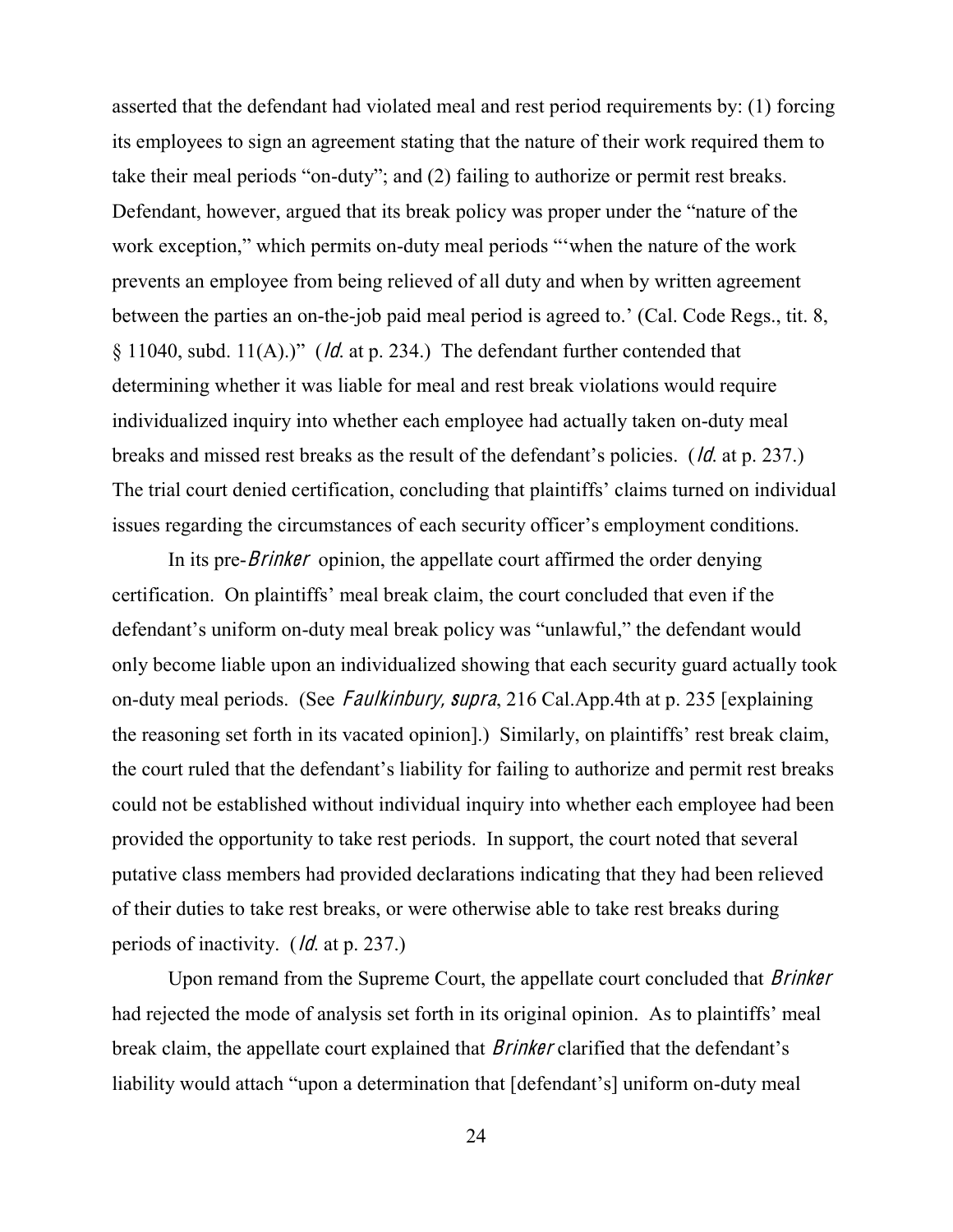asserted that the defendant had violated meal and rest period requirements by: (1) forcing its employees to sign an agreement stating that the nature of their work required them to take their meal periods "on-duty"; and (2) failing to authorize or permit rest breaks. Defendant, however, argued that its break policy was proper under the "nature of the work exception," which permits on-duty meal periods "'when the nature of the work prevents an employee from being relieved of all duty and when by written agreement between the parties an on-the-job paid meal period is agreed to.' (Cal. Code Regs., tit. 8, § 11040, subd. 11(A).)" (*Id.* at p. 234.) The defendant further contended that determining whether it was liable for meal and rest break violations would require individualized inquiry into whether each employee had actually taken on-duty meal breaks and missed rest breaks as the result of the defendant's policies. (*Id.* at p. 237.) The trial court denied certification, concluding that plaintiffs' claims turned on individual issues regarding the circumstances of each security officer's employment conditions.

In its pre-*Brinker* opinion, the appellate court affirmed the order denying certification. On plaintiffs' meal break claim, the court concluded that even if the defendant's uniform on-duty meal break policy was "unlawful," the defendant would only become liable upon an individualized showing that each security guard actually took on-duty meal periods. (See *Faulkinbury, supra*, 216 Cal.App.4th at p. 235 [explaining the reasoning set forth in its vacated opinion].) Similarly, on plaintiffs' rest break claim, the court ruled that the defendant's liability for failing to authorize and permit rest breaks could not be established without individual inquiry into whether each employee had been provided the opportunity to take rest periods. In support, the court noted that several putative class members had provided declarations indicating that they had been relieved of their duties to take rest breaks, or were otherwise able to take rest breaks during periods of inactivity. (*Id.* at p. 237.)

Upon remand from the Supreme Court, the appellate court concluded that *Brinker* had rejected the mode of analysis set forth in its original opinion. As to plaintiffs' meal break claim, the appellate court explained that *Brinker* clarified that the defendant's liability would attach "upon a determination that [defendant's] uniform on-duty meal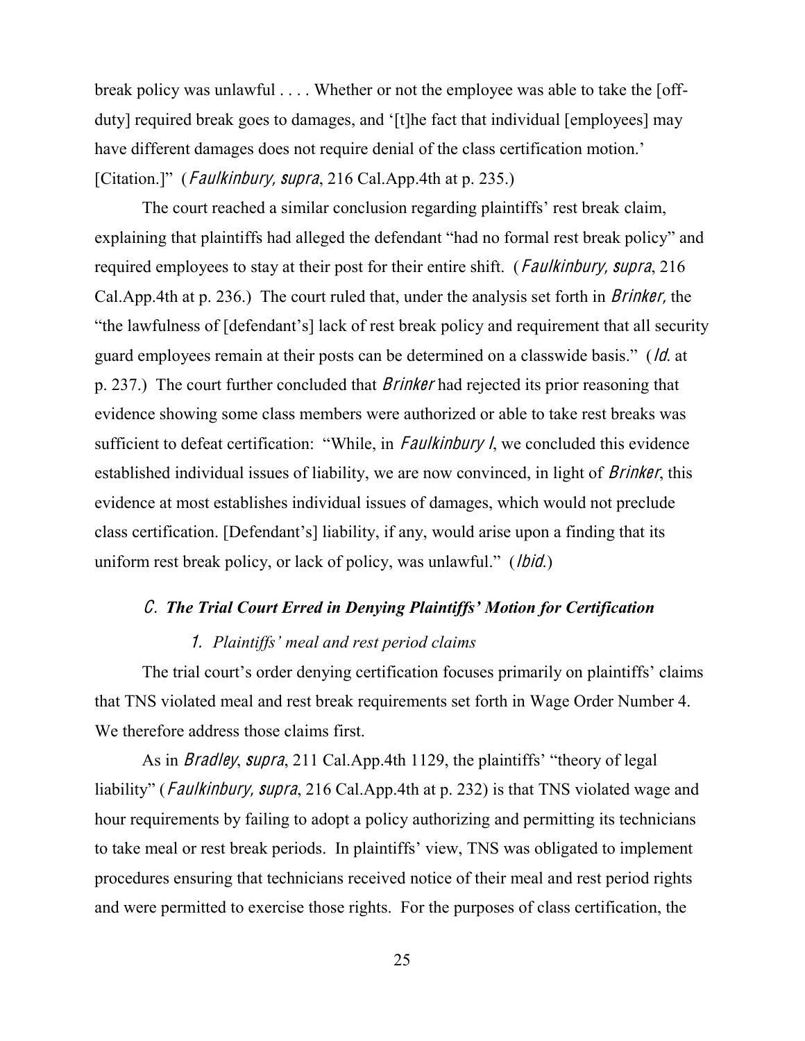break policy was unlawful . . . . Whether or not the employee was able to take the [off-duty] required break goes to damages, and '[t]he fact that individual [employees] may have different damages does not require denial of the class certification motion.' [Citation.]" (*Faulkinbury, supra*, 216 Cal.App.4th at p. 235.)

The court reached a similar conclusion regarding plaintiffs' rest break claim, explaining that plaintiffs had alleged the defendant "had no formal rest break policy" and required employees to stay at their post for their entire shift. (*Faulkinbury, supra*, 216 Cal.App.4th at p. 236.) The court ruled that, under the analysis set forth in *Brinker*, the "the lawfulness of [defendant's] lack of rest break policy and requirement that all security guard employees remain at their posts can be determined on a classwide basis." (*Id.* at p. 237.) The court further concluded that *Brinker* had rejected its prior reasoning that evidence showing some class members were authorized or able to take rest breaks was sufficient to defeat certification: "While, in *Faulkinbury I*, we concluded this evidence established individual issues of liability, we are now convinced, in light of *Brinker*, this evidence at most establishes individual issues of damages, which would not preclude class certification. [Defendant's] liability, if any, would arise upon a finding that its uniform rest break policy, or lack of policy, was unlawful." (*Ibid.*)

### *C. The Trial Court Erred in Denying Plaintiffs' Motion for Certification*

#### *1. Plaintiffs' meal and rest period claims*

The trial court's order denying certification focuses primarily on plaintiffs' claims that TNS violated meal and rest break requirements set forth in Wage Order Number 4. We therefore address those claims first.

As in *Bradley*, *supra*, 211 Cal.App.4th 1129, the plaintiffs' "theory of legal liability" (*Faulkinbury, supra*, 216 Cal.App.4th at p. 232) is that TNS violated wage and hour requirements by failing to adopt a policy authorizing and permitting its technicians to take meal or rest break periods. In plaintiffs' view, TNS was obligated to implement procedures ensuring that technicians received notice of their meal and rest period rights and were permitted to exercise those rights. For the purposes of class certification, the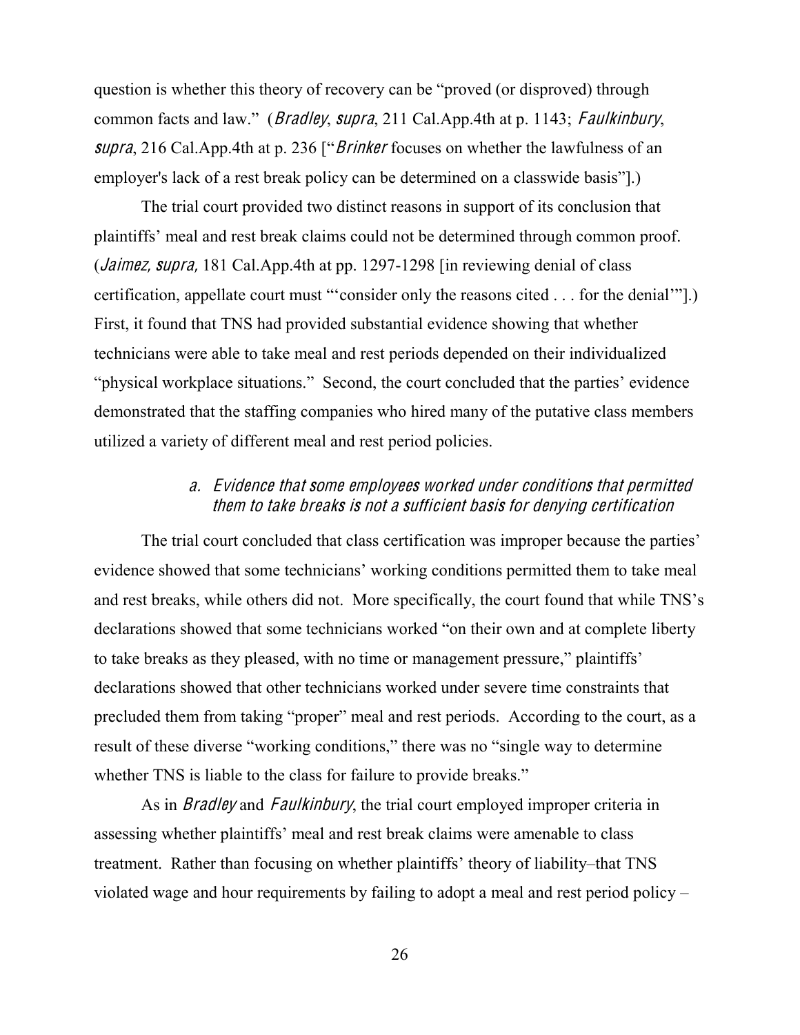question is whether this theory of recovery can be "proved (or disproved) through common facts and law." (*Bradley*, *supra*, 211 Cal.App.4th at p. 1143; *Faulkinbury*, *supra*, 216 Cal.App.4th at p. 236 ["*Brinker* focuses on whether the lawfulness of an employer's lack of a rest break policy can be determined on a classwide basis"].)

The trial court provided two distinct reasons in support of its conclusion that plaintiffs' meal and rest break claims could not be determined through common proof. (*Jaimez, supra,* 181 Cal.App.4th at pp. 1297-1298 [in reviewing denial of class certification, appellate court must "'consider only the reasons cited . . . for the denial'"].) First, it found that TNS had provided substantial evidence showing that whether technicians were able to take meal and rest periods depended on their individualized "physical workplace situations." Second, the court concluded that the parties' evidence demonstrated that the staffing companies who hired many of the putative class members utilized a variety of different meal and rest period policies.

#### *a. Evidence that some employees worked under conditions that permitted them to take breaks is not a sufficient basis for denying certification*

The trial court concluded that class certification was improper because the parties' evidence showed that some technicians' working conditions permitted them to take meal and rest breaks, while others did not. More specifically, the court found that while TNS's declarations showed that some technicians worked "on their own and at complete liberty to take breaks as they pleased, with no time or management pressure," plaintiffs' declarations showed that other technicians worked under severe time constraints that precluded them from taking "proper" meal and rest periods. According to the court, as a result of these diverse "working conditions," there was no "single way to determine whether TNS is liable to the class for failure to provide breaks."

As in *Bradley* and *Faulkinbury*, the trial court employed improper criteria in assessing whether plaintiffs' meal and rest break claims were amenable to class treatment. Rather than focusing on whether plaintiffs' theory of liability–that TNS violated wage and hour requirements by failing to adopt a meal and rest period policy –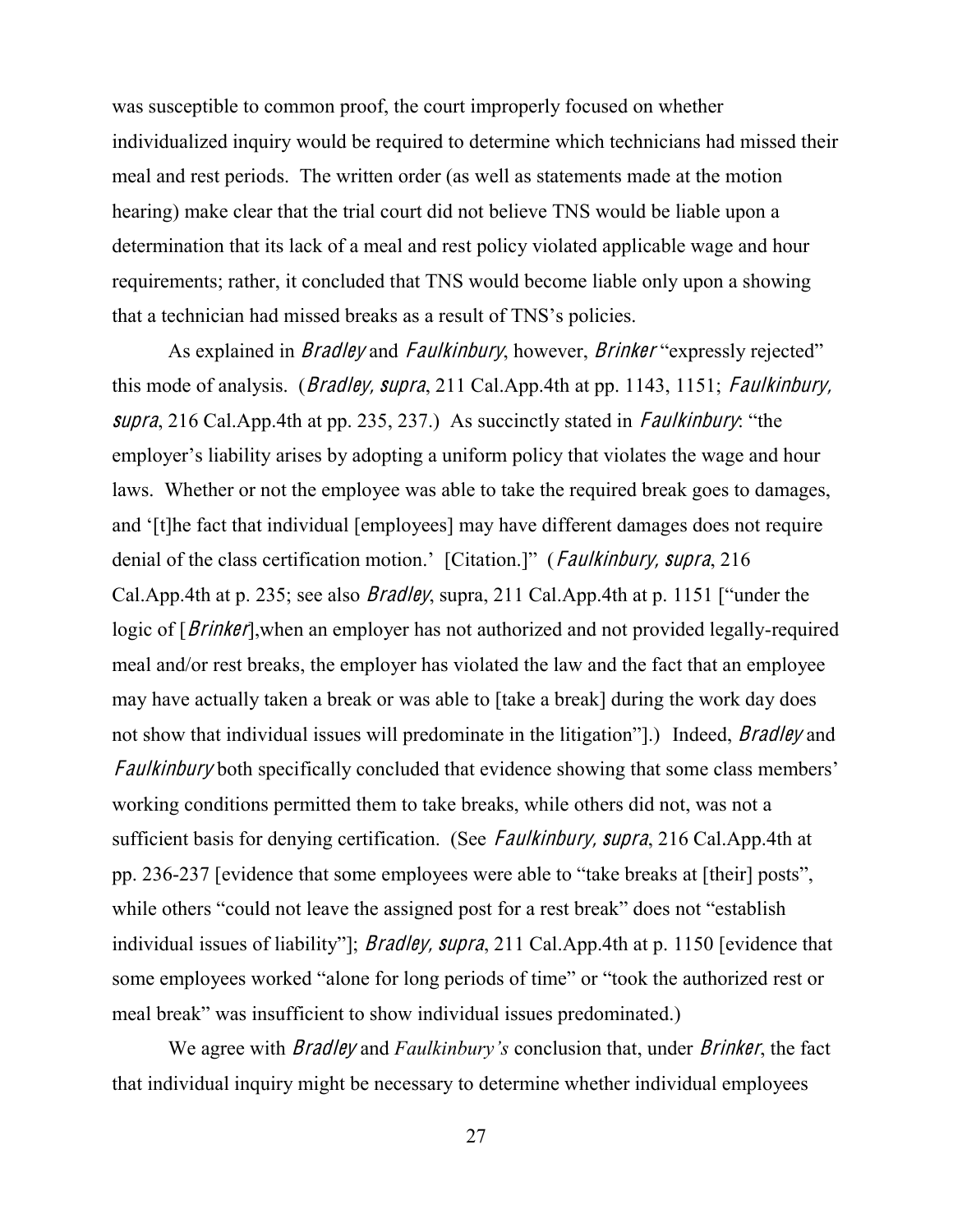was susceptible to common proof, the court improperly focused on whether individualized inquiry would be required to determine which technicians had missed their meal and rest periods. The written order (as well as statements made at the motion hearing) make clear that the trial court did not believe TNS would be liable upon a determination that its lack of a meal and rest policy violated applicable wage and hour requirements; rather, it concluded that TNS would become liable only upon a showing that a technician had missed breaks as a result of TNS's policies.

As explained in *Bradley* and *Faulkinbury*, however, *Brinker* "expressly rejected" this mode of analysis. (*Bradley, supra*, 211 Cal.App.4th at pp. 1143, 1151; *Faulkinbury, supra*, 216 Cal.App.4th at pp. 235, 237.) As succinctly stated in *Faulkinbury*: "the employer's liability arises by adopting a uniform policy that violates the wage and hour laws. Whether or not the employee was able to take the required break goes to damages, and '[t]he fact that individual [employees] may have different damages does not require denial of the class certification motion.' [Citation.]" (*Faulkinbury, supra*, 216 Cal.App.4th at p. 235; see also *Bradley*, supra, 211 Cal.App.4th at p. 1151 ["under the logic of [*Brinker*],when an employer has not authorized and not provided legally-required meal and/or rest breaks, the employer has violated the law and the fact that an employee may have actually taken a break or was able to [take a break] during the work day does not show that individual issues will predominate in the litigation"].) Indeed, *Bradley* and *Faulkinbury* both specifically concluded that evidence showing that some class members' working conditions permitted them to take breaks, while others did not, was not a sufficient basis for denying certification. (See *Faulkinbury, supra*, 216 Cal.App.4th at pp. 236-237 [evidence that some employees were able to "take breaks at [their] posts", while others "could not leave the assigned post for a rest break" does not "establish individual issues of liability"]; *Bradley, supra*, 211 Cal.App.4th at p. 1150 [evidence that some employees worked "alone for long periods of time" or "took the authorized rest or meal break" was insufficient to show individual issues predominated.)

We agree with *Bradley* and *Faulkinbury's* conclusion that, under *Brinker*, the fact that individual inquiry might be necessary to determine whether individual employees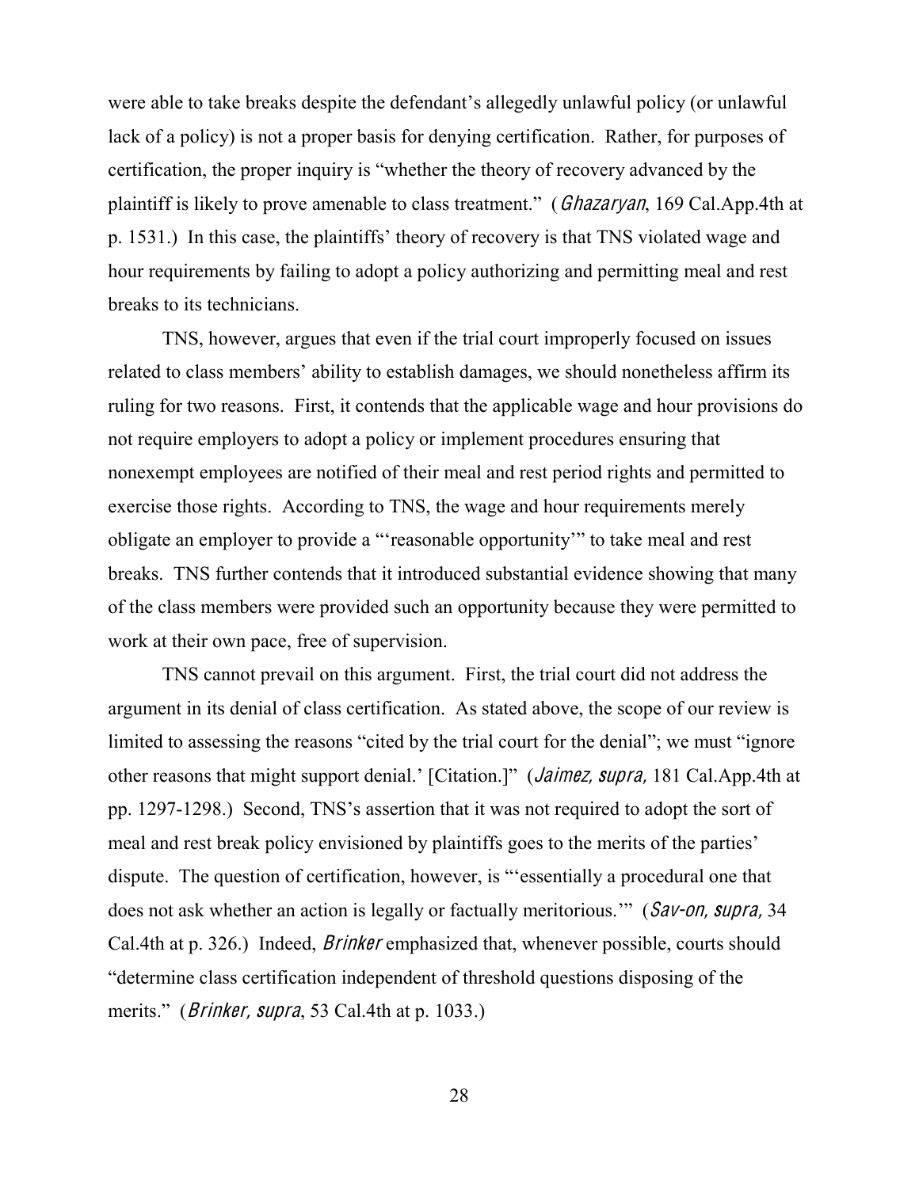were able to take breaks despite the defendant's allegedly unlawful policy (or unlawful lack of a policy) is not a proper basis for denying certification. Rather, for purposes of certification, the proper inquiry is "whether the theory of recovery advanced by the plaintiff is likely to prove amenable to class treatment." (*Ghazaryan*, 169 Cal.App.4th at p. 1531.) In this case, the plaintiffs' theory of recovery is that TNS violated wage and hour requirements by failing to adopt a policy authorizing and permitting meal and rest breaks to its technicians.

TNS, however, argues that even if the trial court improperly focused on issues related to class members' ability to establish damages, we should nonetheless affirm its ruling for two reasons. First, it contends that the applicable wage and hour provisions do not require employers to adopt a policy or implement procedures ensuring that nonexempt employees are notified of their meal and rest period rights and permitted to exercise those rights. According to TNS, the wage and hour requirements merely obligate an employer to provide a "'reasonable opportunity'" to take meal and rest breaks. TNS further contends that it introduced substantial evidence showing that many of the class members were provided such an opportunity because they were permitted to work at their own pace, free of supervision.

TNS cannot prevail on this argument. First, the trial court did not address the argument in its denial of class certification. As stated above, the scope of our review is limited to assessing the reasons "cited by the trial court for the denial"; we must "ignore other reasons that might support denial.' [Citation.]" (*Jaimez, supra*, 181 Cal.App.4th at pp. 1297-1298.) Second, TNS's assertion that it was not required to adopt the sort of meal and rest break policy envisioned by plaintiffs goes to the merits of the parties' dispute. The question of certification, however, is "'essentially a procedural one that does not ask whether an action is legally or factually meritorious.'" (*Sav-on, supra*, 34 Cal.4th at p. 326.) Indeed, *Brinker* emphasized that, whenever possible, courts should "determine class certification independent of threshold questions disposing of the merits." (*Brinker, supra*, 53 Cal.4th at p. 1033.)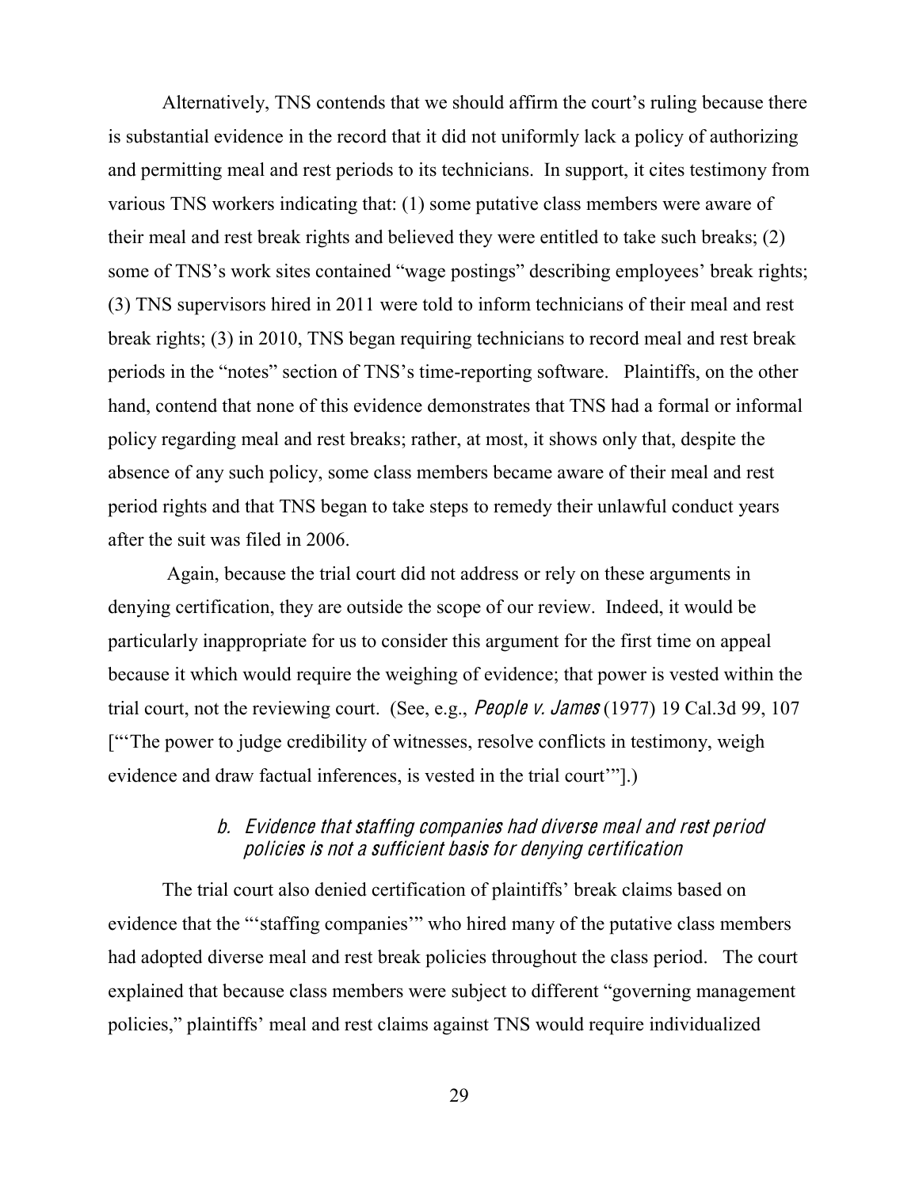Alternatively, TNS contends that we should affirm the court's ruling because there is substantial evidence in the record that it did not uniformly lack a policy of authorizing and permitting meal and rest periods to its technicians. In support, it cites testimony from various TNS workers indicating that: (1) some putative class members were aware of their meal and rest break rights and believed they were entitled to take such breaks; (2) some of TNS's work sites contained "wage postings" describing employees' break rights; (3) TNS supervisors hired in 2011 were told to inform technicians of their meal and rest break rights; (3) in 2010, TNS began requiring technicians to record meal and rest break periods in the "notes" section of TNS's time-reporting software. Plaintiffs, on the other hand, contend that none of this evidence demonstrates that TNS had a formal or informal policy regarding meal and rest breaks; rather, at most, it shows only that, despite the absence of any such policy, some class members became aware of their meal and rest period rights and that TNS began to take steps to remedy their unlawful conduct years after the suit was filed in 2006.

Again, because the trial court did not address or rely on these arguments in denying certification, they are outside the scope of our review. Indeed, it would be particularly inappropriate for us to consider this argument for the first time on appeal because it which would require the weighing of evidence; that power is vested within the trial court, not the reviewing court. (See, e.g., *People v. James* (1977) 19 Cal.3d 99, 107 ["'The power to judge credibility of witnesses, resolve conflicts in testimony, weigh evidence and draw factual inferences, is vested in the trial court'"].)

### *b. Evidence that staffing companies had diverse meal and rest period policies is not a sufficient basis for denying certification*

The trial court also denied certification of plaintiffs' break claims based on evidence that the "'staffing companies'" who hired many of the putative class members had adopted diverse meal and rest break policies throughout the class period. The court explained that because class members were subject to different "governing management policies," plaintiffs' meal and rest claims against TNS would require individualized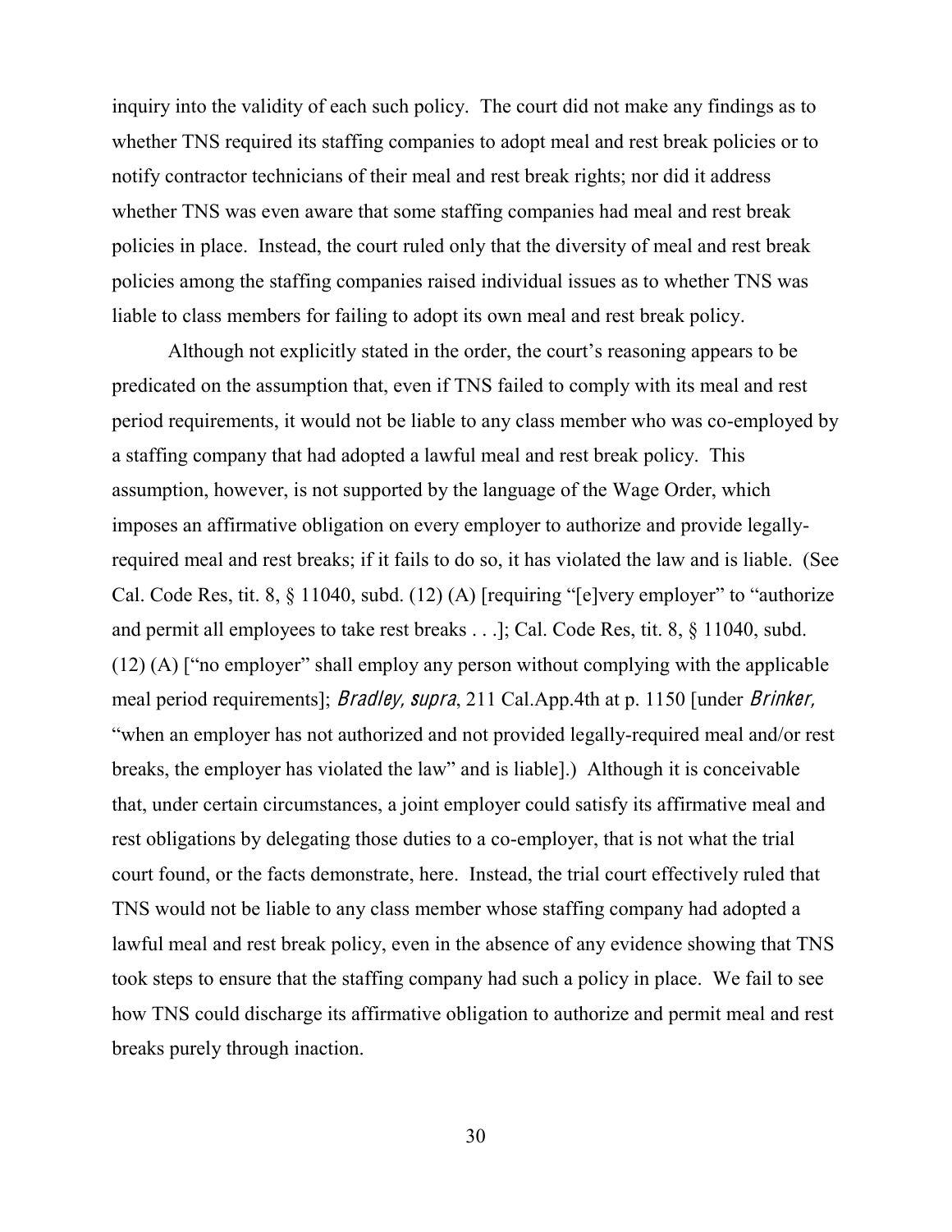inquiry into the validity of each such policy. The court did not make any findings as to whether TNS required its staffing companies to adopt meal and rest break policies or to notify contractor technicians of their meal and rest break rights; nor did it address whether TNS was even aware that some staffing companies had meal and rest break policies in place. Instead, the court ruled only that the diversity of meal and rest break policies among the staffing companies raised individual issues as to whether TNS was liable to class members for failing to adopt its own meal and rest break policy.

Although not explicitly stated in the order, the court's reasoning appears to be predicated on the assumption that, even if TNS failed to comply with its meal and rest period requirements, it would not be liable to any class member who was co-employed by a staffing company that had adopted a lawful meal and rest break policy. This assumption, however, is not supported by the language of the Wage Order, which imposes an affirmative obligation on every employer to authorize and provide legally-required meal and rest breaks; if it fails to do so, it has violated the law and is liable. (See Cal. Code Res, tit. 8, § 11040, subd. (12) (A) [requiring "[e]very employer" to "authorize and permit all employees to take rest breaks . . .]; Cal. Code Res, tit. 8, § 11040, subd. (12) (A) ["no employer" shall employ any person without complying with the applicable meal period requirements]; *Bradley, supra*, 211 Cal.App.4th at p. 1150 [under *Brinker,* "when an employer has not authorized and not provided legally-required meal and/or rest breaks, the employer has violated the law" and is liable].) Although it is conceivable that, under certain circumstances, a joint employer could satisfy its affirmative meal and rest obligations by delegating those duties to a co-employer, that is not what the trial court found, or the facts demonstrate, here. Instead, the trial court effectively ruled that TNS would not be liable to any class member whose staffing company had adopted a lawful meal and rest break policy, even in the absence of any evidence showing that TNS took steps to ensure that the staffing company had such a policy in place. We fail to see how TNS could discharge its affirmative obligation to authorize and permit meal and rest breaks purely through inaction.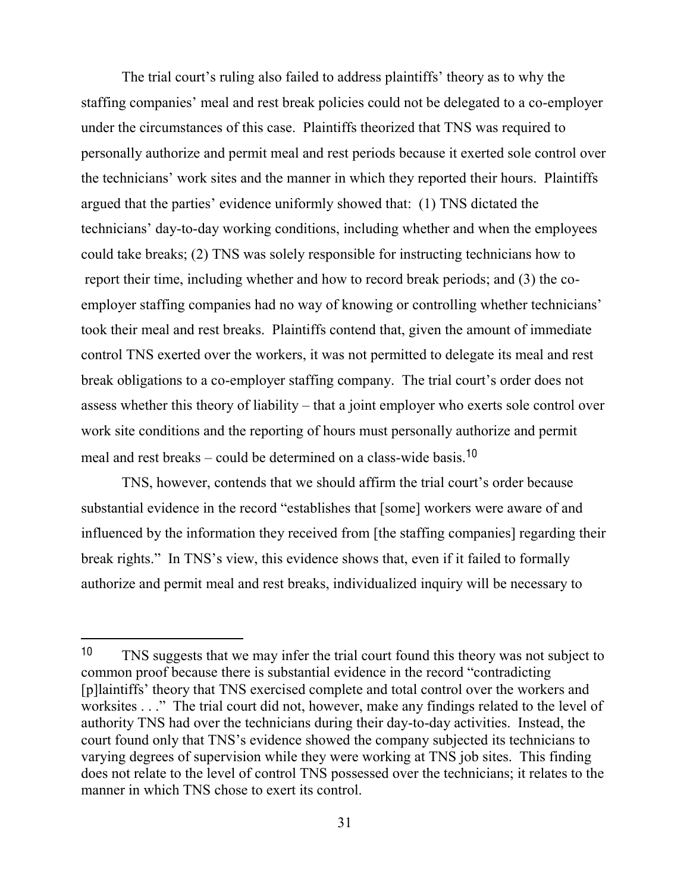The trial court's ruling also failed to address plaintiffs' theory as to why the staffing companies' meal and rest break policies could not be delegated to a co-employer under the circumstances of this case. Plaintiffs theorized that TNS was required to personally authorize and permit meal and rest periods because it exerted sole control over the technicians' work sites and the manner in which they reported their hours. Plaintiffs argued that the parties' evidence uniformly showed that: (1) TNS dictated the technicians' day-to-day working conditions, including whether and when the employees could take breaks; (2) TNS was solely responsible for instructing technicians how to report their time, including whether and how to record break periods; and (3) the co-employer staffing companies had no way of knowing or controlling whether technicians' took their meal and rest breaks. Plaintiffs contend that, given the amount of immediate control TNS exerted over the workers, it was not permitted to delegate its meal and rest break obligations to a co-employer staffing company. The trial court's order does not assess whether this theory of liability – that a joint employer who exerts sole control over work site conditions and the reporting of hours must personally authorize and permit meal and rest breaks – could be determined on a class-wide basis.[10]

TNS, however, contends that we should affirm the trial court's order because substantial evidence in the record "establishes that [some] workers were aware of and influenced by the information they received from [the staffing companies] regarding their break rights." In TNS's view, this evidence shows that, even if it failed to formally authorize and permit meal and rest breaks, individualized inquiry will be necessary to

---

[10] TNS suggests that we may infer the trial court found this theory was not subject to common proof because there is substantial evidence in the record "contradicting [p]laintiffs' theory that TNS exercised complete and total control over the workers and worksites . . ." The trial court did not, however, make any findings related to the level of authority TNS had over the technicians during their day-to-day activities. Instead, the court found only that TNS's evidence showed the company subjected its technicians to varying degrees of supervision while they were working at TNS job sites. This finding does not relate to the level of control TNS possessed over the technicians; it relates to the manner in which TNS chose to exert its control.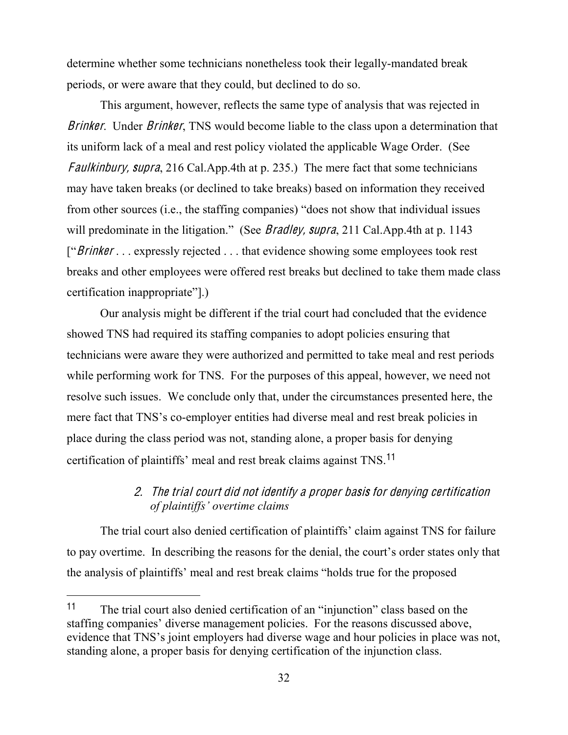determine whether some technicians nonetheless took their legally-mandated break periods, or were aware that they could, but declined to do so.

This argument, however, reflects the same type of analysis that was rejected in *Brinker*. Under *Brinker*, TNS would become liable to the class upon a determination that its uniform lack of a meal and rest policy violated the applicable Wage Order. (See *Faulkinbury, supra*, 216 Cal.App.4th at p. 235.) The mere fact that some technicians may have taken breaks (or declined to take breaks) based on information they received from other sources (i.e., the staffing companies) "does not show that individual issues will predominate in the litigation." (See *Bradley, supra*, 211 Cal.App.4th at p. 1143 ["*Brinker* . . . expressly rejected . . . that evidence showing some employees took rest breaks and other employees were offered rest breaks but declined to take them made class certification inappropriate"].)

Our analysis might be different if the trial court had concluded that the evidence showed TNS had required its staffing companies to adopt policies ensuring that technicians were aware they were authorized and permitted to take meal and rest periods while performing work for TNS. For the purposes of this appeal, however, we need not resolve such issues. We conclude only that, under the circumstances presented here, the mere fact that TNS's co-employer entities had diverse meal and rest break policies in place during the class period was not, standing alone, a proper basis for denying certification of plaintiffs' meal and rest break claims against TNS.[11]

#### *2. The trial court did not identify a proper basis for denying certification of plaintiffs' overtime claims*

The trial court also denied certification of plaintiffs' claim against TNS for failure to pay overtime. In describing the reasons for the denial, the court's order states only that the analysis of plaintiffs' meal and rest break claims "holds true for the proposed

---

[11] The trial court also denied certification of an "injunction" class based on the staffing companies' diverse management policies. For the reasons discussed above, evidence that TNS's joint employers had diverse wage and hour policies in place was not, standing alone, a proper basis for denying certification of the injunction class.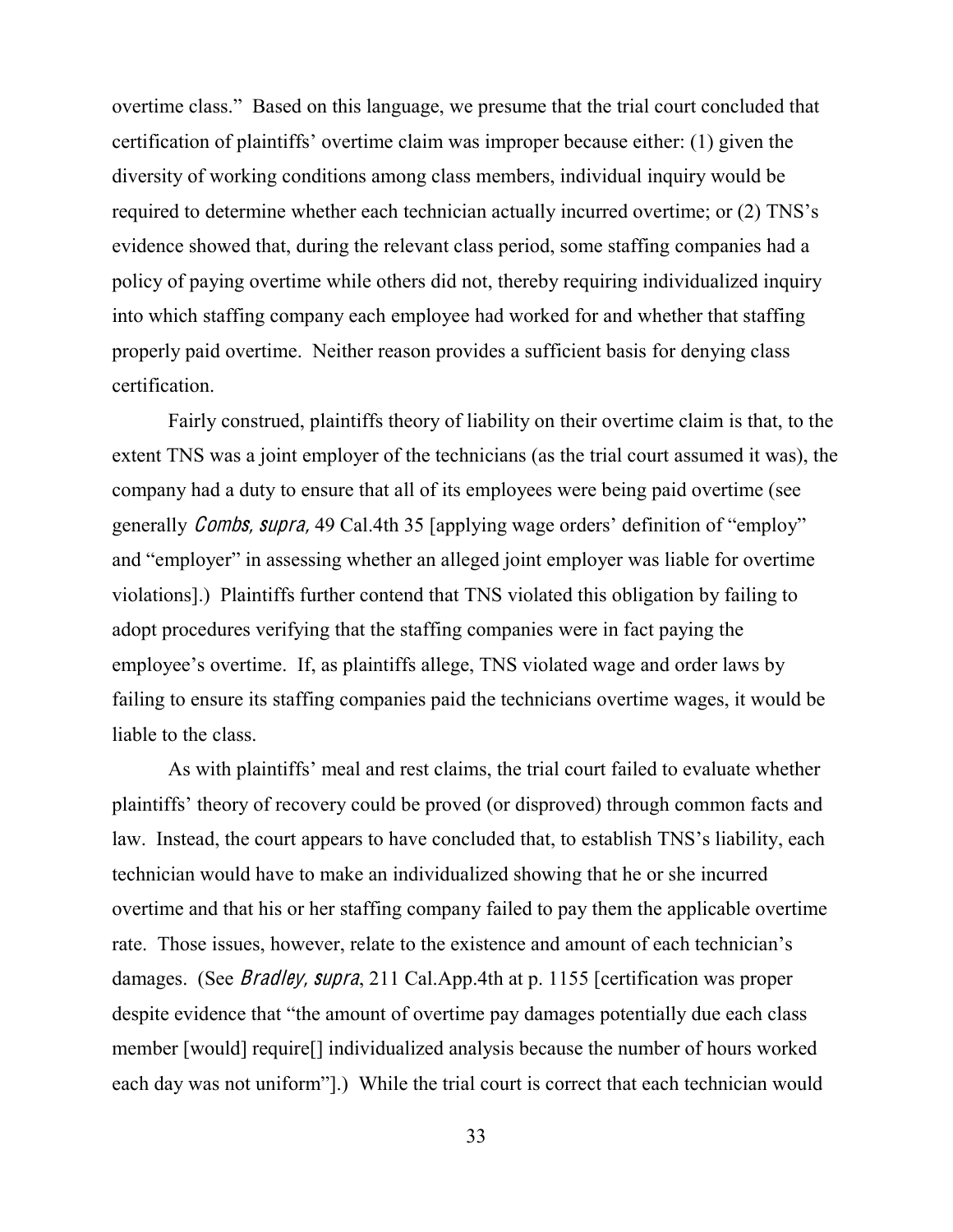overtime class." Based on this language, we presume that the trial court concluded that certification of plaintiffs' overtime claim was improper because either: (1) given the diversity of working conditions among class members, individual inquiry would be required to determine whether each technician actually incurred overtime; or (2) TNS's evidence showed that, during the relevant class period, some staffing companies had a policy of paying overtime while others did not, thereby requiring individualized inquiry into which staffing company each employee had worked for and whether that staffing properly paid overtime. Neither reason provides a sufficient basis for denying class certification.

Fairly construed, plaintiffs theory of liability on their overtime claim is that, to the extent TNS was a joint employer of the technicians (as the trial court assumed it was), the company had a duty to ensure that all of its employees were being paid overtime (see generally *Combs*, *supra*, 49 Cal.4th 35 [applying wage orders' definition of "employ" and "employer" in assessing whether an alleged joint employer was liable for overtime violations].) Plaintiffs further contend that TNS violated this obligation by failing to adopt procedures verifying that the staffing companies were in fact paying the employee's overtime. If, as plaintiffs allege, TNS violated wage and order laws by failing to ensure its staffing companies paid the technicians overtime wages, it would be liable to the class.

As with plaintiffs' meal and rest claims, the trial court failed to evaluate whether plaintiffs' theory of recovery could be proved (or disproved) through common facts and law. Instead, the court appears to have concluded that, to establish TNS's liability, each technician would have to make an individualized showing that he or she incurred overtime and that his or her staffing company failed to pay them the applicable overtime rate. Those issues, however, relate to the existence and amount of each technician's damages. (See *Bradley*, *supra*, 211 Cal.App.4th at p. 1155 [certification was proper despite evidence that "the amount of overtime pay damages potentially due each class member [would] require[] individualized analysis because the number of hours worked each day was not uniform"].) While the trial court is correct that each technician would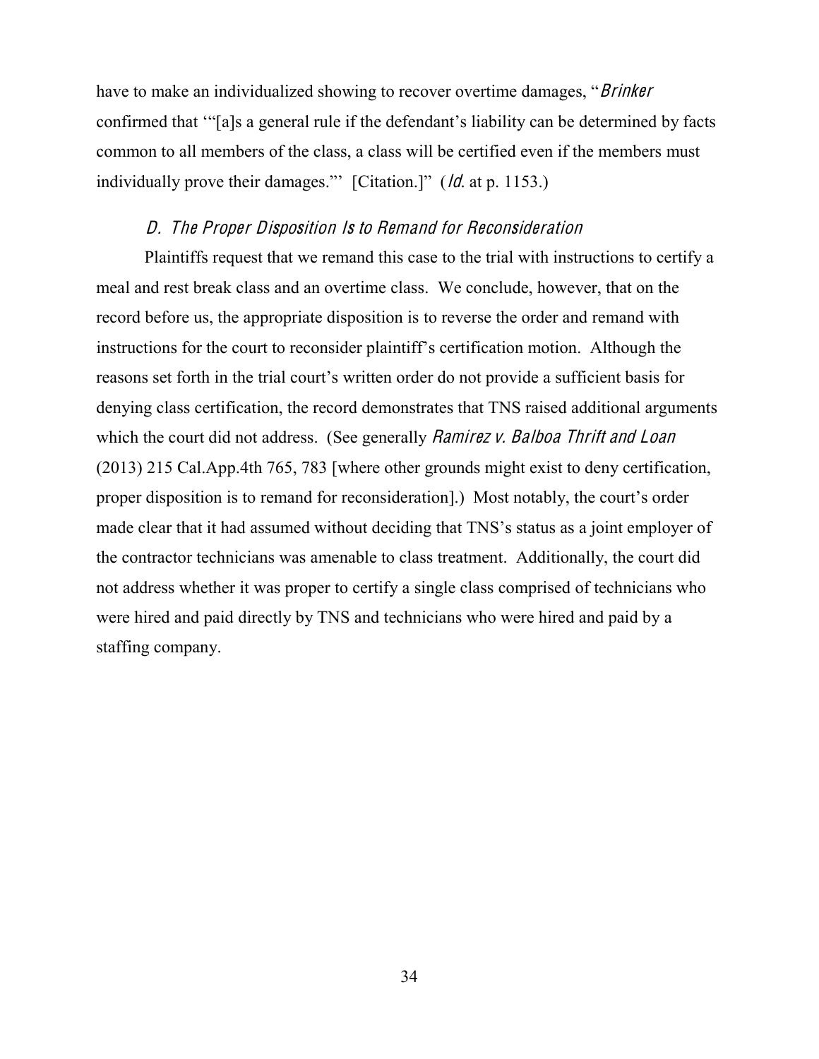have to make an individualized showing to recover overtime damages, "*Brinker* confirmed that '"[a]s a general rule if the defendant's liability can be determined by facts common to all members of the class, a class will be certified even if the members must individually prove their damages."' [Citation.]" (*Id.* at p. 1153.)

### *D. The Proper Disposition Is to Remand for Reconsideration*

Plaintiffs request that we remand this case to the trial with instructions to certify a meal and rest break class and an overtime class. We conclude, however, that on the record before us, the appropriate disposition is to reverse the order and remand with instructions for the court to reconsider plaintiff's certification motion. Although the reasons set forth in the trial court's written order do not provide a sufficient basis for denying class certification, the record demonstrates that TNS raised additional arguments which the court did not address. (See generally *Ramirez v. Balboa Thrift and Loan* (2013) 215 Cal.App.4th 765, 783 [where other grounds might exist to deny certification, proper disposition is to remand for reconsideration].) Most notably, the court's order made clear that it had assumed without deciding that TNS's status as a joint employer of the contractor technicians was amenable to class treatment. Additionally, the court did not address whether it was proper to certify a single class comprised of technicians who were hired and paid directly by TNS and technicians who were hired and paid by a staffing company.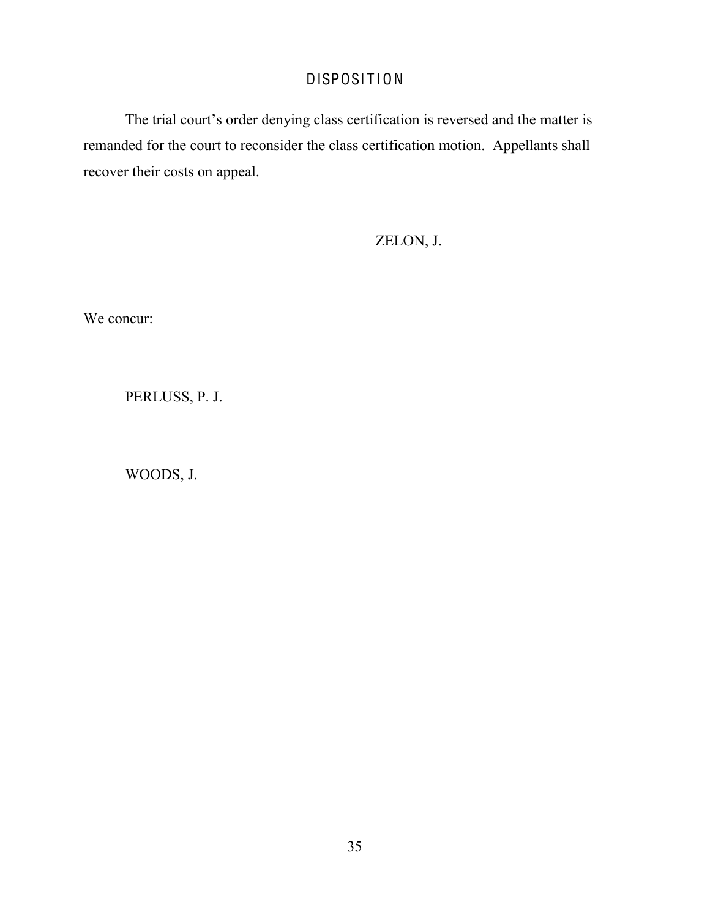## DISPOSITION

The trial court's order denying class certification is reversed and the matter is remanded for the court to reconsider the class certification motion. Appellants shall recover their costs on appeal.

ZELON, J.

We concur:

PERLUSS, P. J.

WOODS, J.